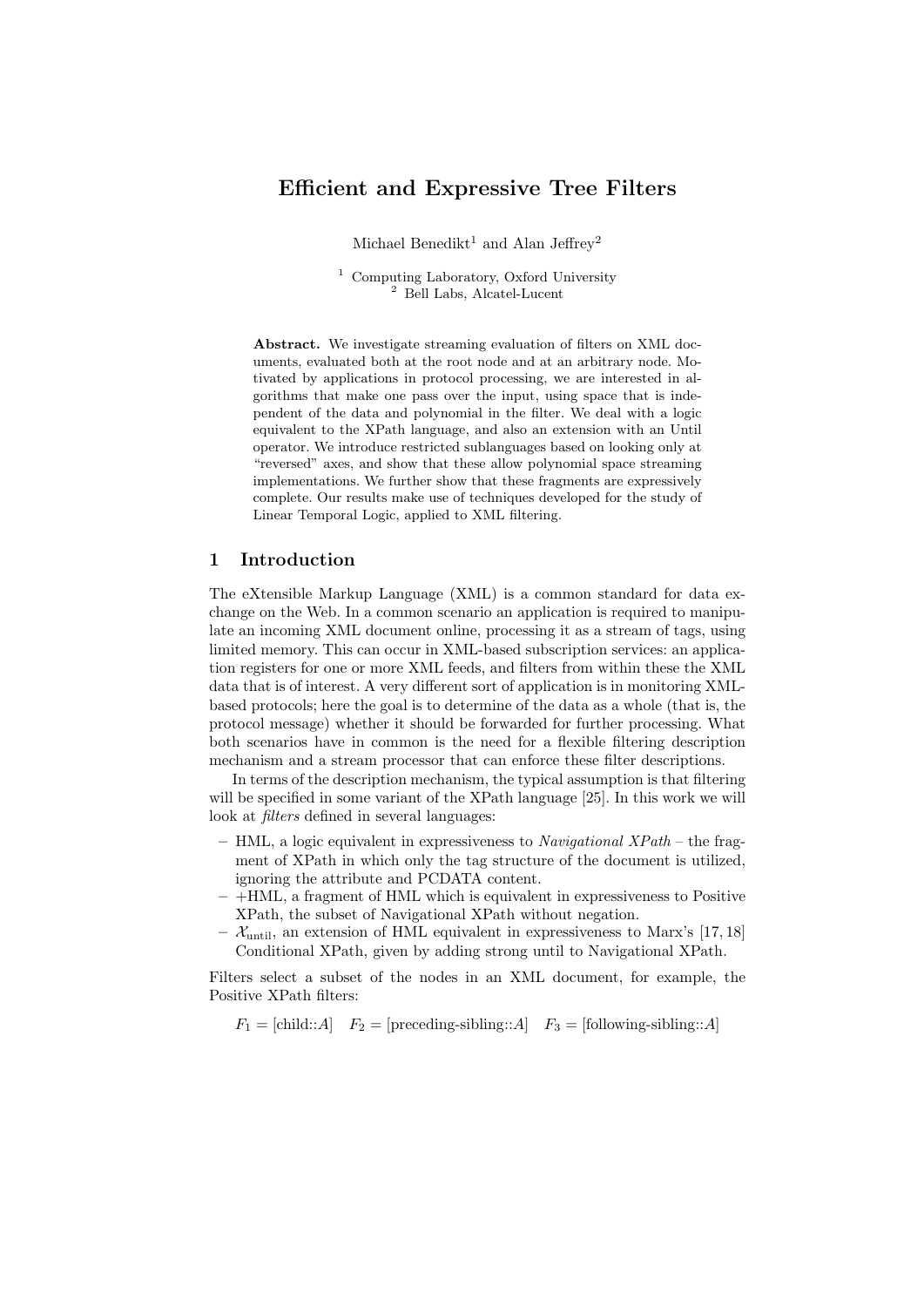# Efficient and Expressive Tree Filters

Michael Benedikt[1] and Alan Jeffrey[2]

[1] Computing Laboratory, Oxford University
[2] Bell Labs, Alcatel-Lucent

**Abstract.** We investigate streaming evaluation of filters on XML documents, evaluated both at the root node and at an arbitrary node. Motivated by applications in protocol processing, we are interested in algorithms that make one pass over the input, using space that is independent of the data and polynomial in the filter. We deal with a logic equivalent to the XPath language, and also an extension with an Until operator. We introduce restricted sublanguages based on looking only at "reversed" axes, and show that these allow polynomial space streaming implementations. We further show that these fragments are expressively complete. Our results make use of techniques developed for the study of Linear Temporal Logic, applied to XML filtering.

## 1 Introduction

The eXtensible Markup Language (XML) is a common standard for data exchange on the Web. In a common scenario an application is required to manipulate an incoming XML document online, processing it as a stream of tags, using limited memory. This can occur in XML-based subscription services: an application registers for one or more XML feeds, and filters from within these the XML data that is of interest. A very different sort of application is in monitoring XML-based protocols; here the goal is to determine of the data as a whole (that is, the protocol message) whether it should be forwarded for further processing. What both scenarios have in common is the need for a flexible filtering description mechanism and a stream processor that can enforce these filter descriptions.

In terms of the description mechanism, the typical assumption is that filtering will be specified in some variant of the XPath language [25]. In this work we will look at *filters* defined in several languages:

- HML, a logic equivalent in expressiveness to *Navigational XPath* – the fragment of XPath in which only the tag structure of the document is utilized, ignoring the attribute and PCDATA content.
- +HML, a fragment of HML which is equivalent in expressiveness to Positive XPath, the subset of Navigational XPath without negation.
- $\mathcal{X}_{\text{until}}$, an extension of HML equivalent in expressiveness to Marx's [17, 18] Conditional XPath, given by adding strong until to Navigational XPath.

Filters select a subset of the nodes in an XML document, for example, the Positive XPath filters:

$F_1 = [\text{child::}A] \quad F_2 = [\text{preceding-sibling::}A] \quad F_3 = [\text{following-sibling::}A]$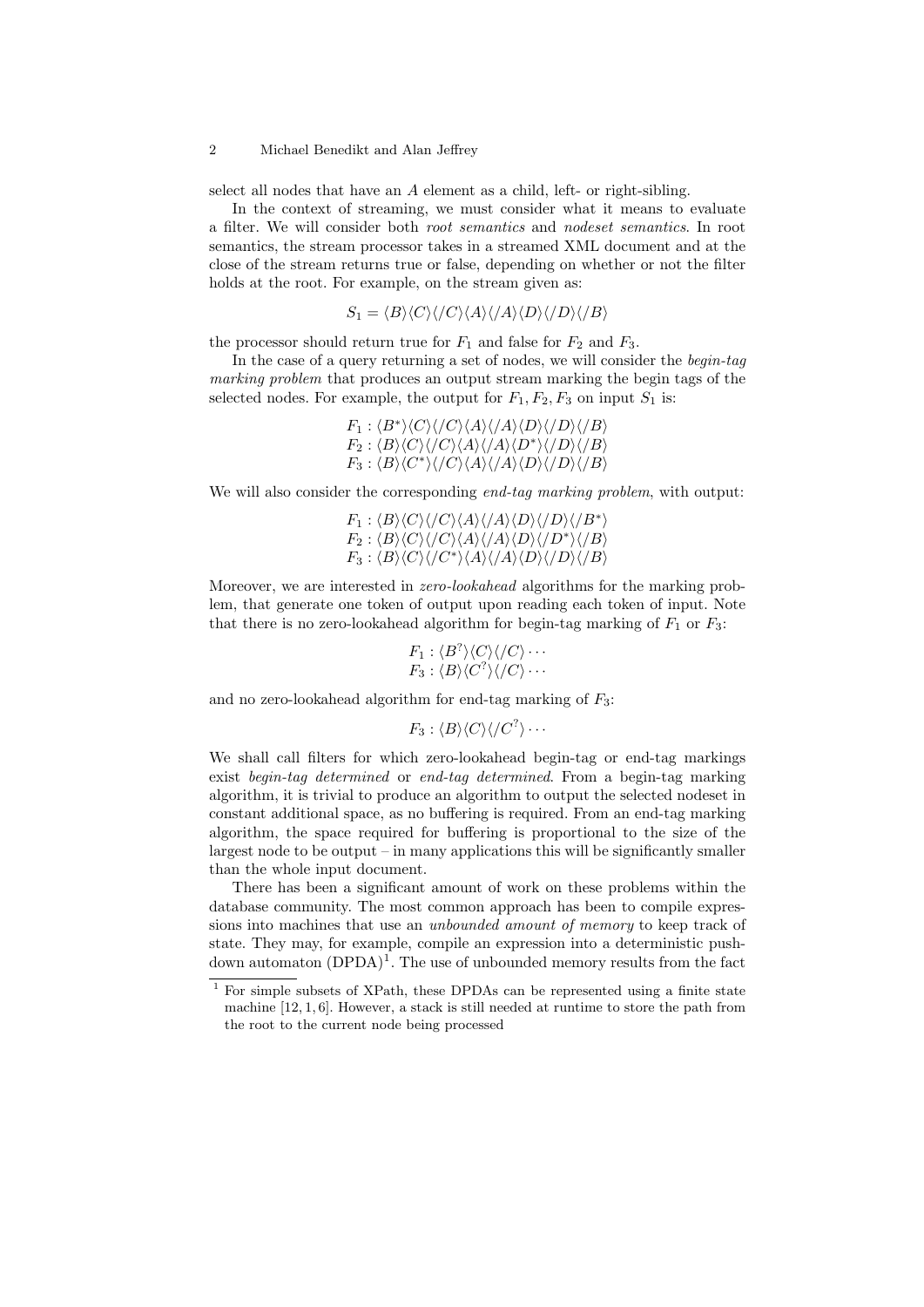select all nodes that have an $A$ element as a child, left- or right-sibling.

In the context of streaming, we must consider what it means to evaluate a filter. We will consider both *root semantics* and *nodeset semantics*. In root semantics, the stream processor takes in a streamed XML document and at the close of the stream returns true or false, depending on whether or not the filter holds at the root. For example, on the stream given as:

$$S_1 = \langle B\rangle\langle C\rangle\langle/C\rangle\langle A\rangle\langle/A\rangle\langle D\rangle\langle/D\rangle\langle/B\rangle$$

the processor should return true for $F_1$ and false for $F_2$ and $F_3$.

In the case of a query returning a set of nodes, we will consider the *begin-tag marking problem* that produces an output stream marking the begin tags of the selected nodes. For example, the output for $F_1, F_2, F_3$ on input $S_1$ is:

$$F_1 : \langle B^*\rangle\langle C\rangle\langle/C\rangle\langle A\rangle\langle/A\rangle\langle D\rangle\langle/D\rangle\langle/B\rangle$$
$$F_2 : \langle B\rangle\langle C\rangle\langle/C\rangle\langle A\rangle\langle/A\rangle\langle D^*\rangle\langle/D\rangle\langle/B\rangle$$
$$F_3 : \langle B\rangle\langle C^*\rangle\langle/C\rangle\langle A\rangle\langle/A\rangle\langle D\rangle\langle/D\rangle\langle/B\rangle$$

We will also consider the corresponding *end-tag marking problem*, with output:

$$F_1 : \langle B\rangle\langle C\rangle\langle/C\rangle\langle A\rangle\langle/A\rangle\langle D\rangle\langle/D\rangle\langle/B^*\rangle$$
$$F_2 : \langle B\rangle\langle C\rangle\langle/C\rangle\langle A\rangle\langle/A\rangle\langle D\rangle\langle/D^*\rangle\langle/B\rangle$$
$$F_3 : \langle B\rangle\langle C\rangle\langle/C^*\rangle\langle A\rangle\langle/A\rangle\langle D\rangle\langle/D\rangle\langle/B\rangle$$

Moreover, we are interested in *zero-lookahead* algorithms for the marking problem, that generate one token of output upon reading each token of input. Note that there is no zero-lookahead algorithm for begin-tag marking of $F_1$ or $F_3$:

$$F_1 : \langle B^?\rangle\langle C\rangle\langle/C\rangle\cdots$$
$$F_3 : \langle B\rangle\langle C^?\rangle\langle/C\rangle\cdots$$

and no zero-lookahead algorithm for end-tag marking of $F_3$:

$$F_3 : \langle B\rangle\langle C\rangle\langle/C^?\rangle\cdots$$

We shall call filters for which zero-lookahead begin-tag or end-tag markings exist *begin-tag determined* or *end-tag determined*. From a begin-tag marking algorithm, it is trivial to produce an algorithm to output the selected nodeset in constant additional space, as no buffering is required. From an end-tag marking algorithm, the space required for buffering is proportional to the size of the largest node to be output – in many applications this will be significantly smaller than the whole input document.

There has been a significant amount of work on these problems within the database community. The most common approach has been to compile expressions into machines that use an *unbounded amount of memory* to keep track of state. They may, for example, compile an expression into a deterministic pushdown automaton (DPDA)[1]. The use of unbounded memory results from the fact

[1] For simple subsets of XPath, these DPDAs can be represented using a finite state machine [12, 1, 6]. However, a stack is still needed at runtime to store the path from the root to the current node being processed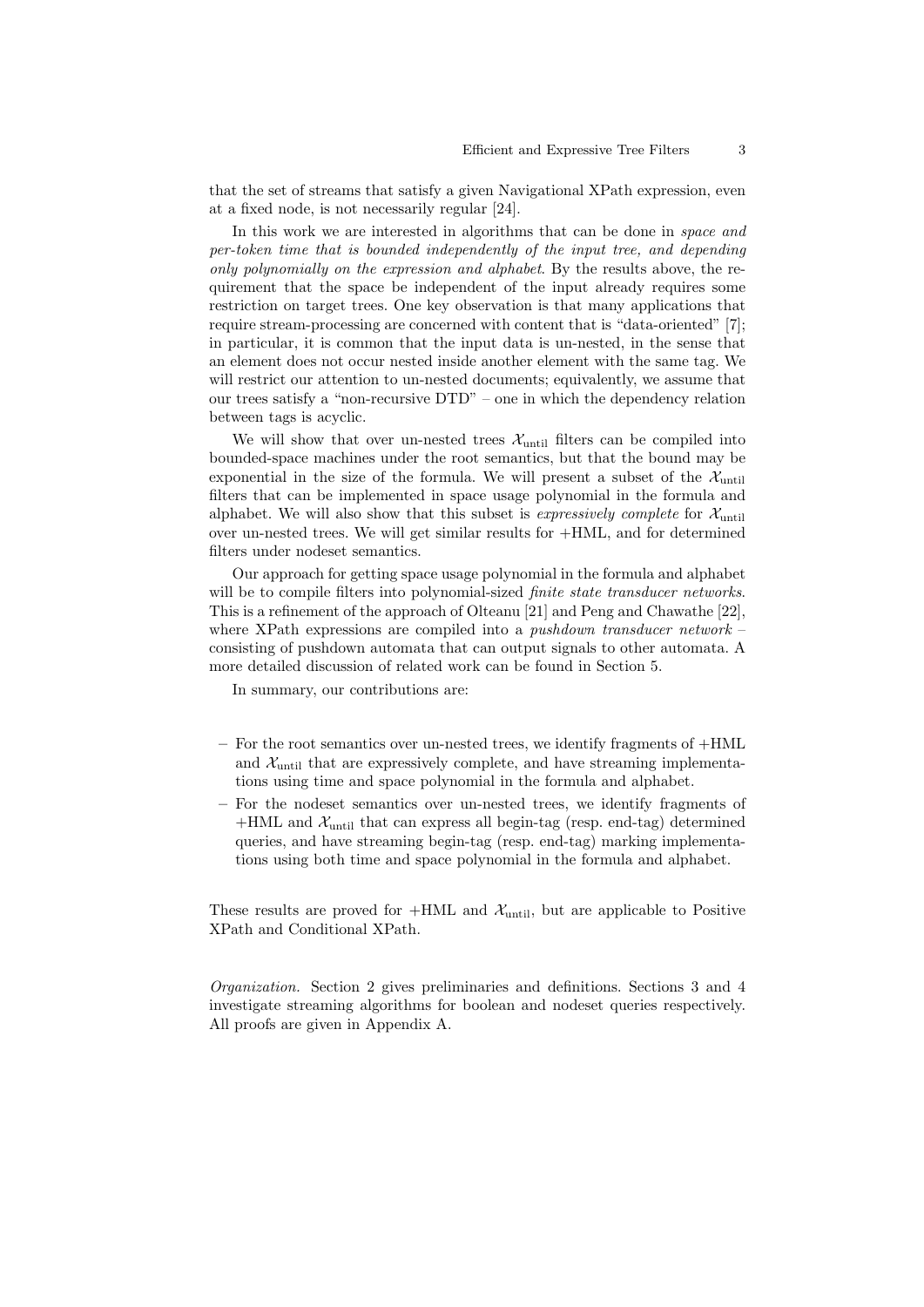that the set of streams that satisfy a given Navigational XPath expression, even at a fixed node, is not necessarily regular [24].

In this work we are interested in algorithms that can be done in *space and per-token time that is bounded independently of the input tree, and depending only polynomially on the expression and alphabet*. By the results above, the requirement that the space be independent of the input already requires some restriction on target trees. One key observation is that many applications that require stream-processing are concerned with content that is "data-oriented" [7]; in particular, it is common that the input data is un-nested, in the sense that an element does not occur nested inside another element with the same tag. We will restrict our attention to un-nested documents; equivalently, we assume that our trees satisfy a "non-recursive DTD" – one in which the dependency relation between tags is acyclic.

We will show that over un-nested trees $\mathcal{X}_{\text{until}}$ filters can be compiled into bounded-space machines under the root semantics, but that the bound may be exponential in the size of the formula. We will present a subset of the $\mathcal{X}_{\text{until}}$ filters that can be implemented in space usage polynomial in the formula and alphabet. We will also show that this subset is *expressively complete* for $\mathcal{X}_{\text{until}}$ over un-nested trees. We will get similar results for +HML, and for determined filters under nodeset semantics.

Our approach for getting space usage polynomial in the formula and alphabet will be to compile filters into polynomial-sized *finite state transducer networks*. This is a refinement of the approach of Olteanu [21] and Peng and Chawathe [22], where XPath expressions are compiled into a *pushdown transducer network* – consisting of pushdown automata that can output signals to other automata. A more detailed discussion of related work can be found in Section 5.

In summary, our contributions are:

- For the root semantics over un-nested trees, we identify fragments of +HML and $\mathcal{X}_{\text{until}}$ that are expressively complete, and have streaming implementations using time and space polynomial in the formula and alphabet.
- For the nodeset semantics over un-nested trees, we identify fragments of +HML and $\mathcal{X}_{\text{until}}$ that can express all begin-tag (resp. end-tag) determined queries, and have streaming begin-tag (resp. end-tag) marking implementations using both time and space polynomial in the formula and alphabet.

These results are proved for +HML and $\mathcal{X}_{\text{until}}$, but are applicable to Positive XPath and Conditional XPath.

*Organization.* Section 2 gives preliminaries and definitions. Sections 3 and 4 investigate streaming algorithms for boolean and nodeset queries respectively. All proofs are given in Appendix A.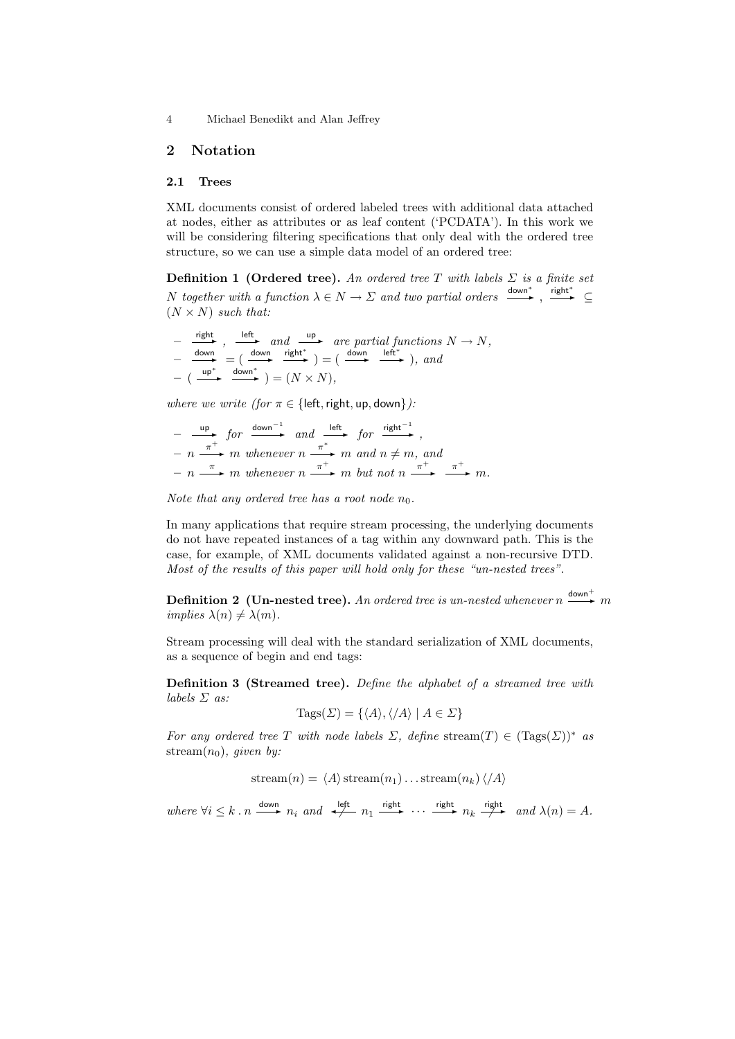## 2 Notation

### 2.1 Trees

XML documents consist of ordered labeled trees with additional data attached at nodes, either as attributes or as leaf content ('PCDATA'). In this work we will be considering filtering specifications that only deal with the ordered tree structure, so we can use a simple data model of an ordered tree:

**Definition 1 (Ordered tree).** *An ordered tree $T$ with labels $\Sigma$ is a finite set $N$ together with a function $\lambda \in N \to \Sigma$ and two partial orders $\xrightarrow{\mathsf{down}^*}$, $\xrightarrow{\mathsf{right}^*} \subseteq (N \times N)$ such that:*

- $\xrightarrow{\mathsf{right}}$, $\xrightarrow{\mathsf{left}}$ *and* $\xrightarrow{\mathsf{up}}$ *are partial functions* $N \to N$,
- $\xrightarrow{\mathsf{down}} = (\xrightarrow{\mathsf{down}}\ \xrightarrow{\mathsf{right}^*}) = (\xrightarrow{\mathsf{down}}\ \xrightarrow{\mathsf{left}^*})$, *and*
- $(\xrightarrow{\mathsf{up}^*}\ \xrightarrow{\mathsf{down}^*}) = (N \times N)$,

*where we write (for $\pi \in \{\mathsf{left}, \mathsf{right}, \mathsf{up}, \mathsf{down}\}$):*

- $\xrightarrow{\mathsf{up}}$ *for* $\xrightarrow{\mathsf{down}^{-1}}$ *and* $\xrightarrow{\mathsf{left}}$ *for* $\xrightarrow{\mathsf{right}^{-1}}$,
- $n \xrightarrow{\pi^+} m$ *whenever* $n \xrightarrow{\pi^*} m$ *and* $n \neq m$, *and*
- $n \xrightarrow{\pi} m$ *whenever* $n \xrightarrow{\pi^+} m$ *but not* $n \xrightarrow{\pi^+}\ \xrightarrow{\pi^+} m$.

*Note that any ordered tree has a root node $n_0$.*

In many applications that require stream processing, the underlying documents do not have repeated instances of a tag within any downward path. This is the case, for example, of XML documents validated against a non-recursive DTD. *Most of the results of this paper will hold only for these "un-nested trees".*

**Definition 2 (Un-nested tree).** *An ordered tree is un-nested whenever $n \xrightarrow{\mathsf{down}^+} m$ implies $\lambda(n) \neq \lambda(m)$.*

Stream processing will deal with the standard serialization of XML documents, as a sequence of begin and end tags:

**Definition 3 (Streamed tree).** *Define the alphabet of a streamed tree with labels $\Sigma$ as:*

$$\mathrm{Tags}(\Sigma) = \{\langle A\rangle, \langle /A\rangle \mid A \in \Sigma\}$$

*For any ordered tree $T$ with node labels $\Sigma$, define $\mathrm{stream}(T) \in (\mathrm{Tags}(\Sigma))^*$ as $\mathrm{stream}(n_0)$, given by:*

$$\mathrm{stream}(n) = \langle A\rangle\, \mathrm{stream}(n_1) \ldots \mathrm{stream}(n_k)\, \langle /A\rangle$$

*where $\forall i \leq k \,.\, n \xrightarrow{\mathsf{down}} n_i$ and $\not\xleftarrow{\mathsf{left}} n_1 \xrightarrow{\mathsf{right}} \cdots \xrightarrow{\mathsf{right}} n_k \not\xrightarrow{\mathsf{right}}$ and $\lambda(n) = A$.*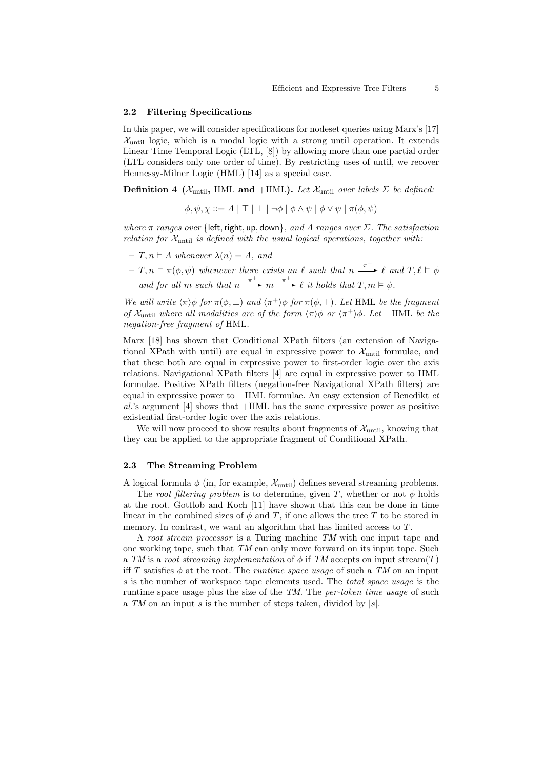### 2.2 Filtering Specifications

In this paper, we will consider specifications for nodeset queries using Marx's [17] $\mathcal{X}_{\text{until}}$ logic, which is a modal logic with a strong until operation. It extends Linear Time Temporal Logic (LTL, [8]) by allowing more than one partial order (LTL considers only one order of time). By restricting uses of until, we recover Hennessy-Milner Logic (HML) [14] as a special case.

**Definition 4 ($\mathcal{X}_{\text{until}}$, HML and +HML).** *Let $\mathcal{X}_{\text{until}}$ over labels $\Sigma$ be defined:*

$$\phi, \psi, \chi ::= A \mid \top \mid \bot \mid \neg\phi \mid \phi \wedge \psi \mid \phi \vee \psi \mid \pi(\phi, \psi)$$

*where $\pi$ ranges over $\{\mathsf{left}, \mathsf{right}, \mathsf{up}, \mathsf{down}\}$, and $A$ ranges over $\Sigma$. The satisfaction relation for $\mathcal{X}_{\text{until}}$ is defined with the usual logical operations, together with:*

- *$T, n \vDash A$ whenever $\lambda(n) = A$, and*
- *$T, n \vDash \pi(\phi, \psi)$ whenever there exists an $\ell$ such that $n \xrightarrow{\pi^+} \ell$ and $T, \ell \vDash \phi$ and for all $m$ such that $n \xrightarrow{\pi^+} m \xrightarrow{\pi^+} \ell$ it holds that $T, m \vDash \psi$.*

*We will write $\langle\pi\rangle\phi$ for $\pi(\phi, \bot)$ and $\langle\pi^+\rangle\phi$ for $\pi(\phi, \top)$. Let* HML *be the fragment of $\mathcal{X}_{\text{until}}$ where all modalities are of the form $\langle\pi\rangle\phi$ or $\langle\pi^+\rangle\phi$. Let* +HML *be the negation-free fragment of* HML*.*

Marx [18] has shown that Conditional XPath filters (an extension of Navigational XPath with until) are equal in expressive power to $\mathcal{X}_{\text{until}}$ formulae, and that these both are equal in expressive power to first-order logic over the axis relations. Navigational XPath filters [4] are equal in expressive power to HML formulae. Positive XPath filters (negation-free Navigational XPath filters) are equal in expressive power to +HML formulae. An easy extension of Benedikt *et al.*'s argument [4] shows that +HML has the same expressive power as positive existential first-order logic over the axis relations.

We will now proceed to show results about fragments of $\mathcal{X}_{\text{until}}$, knowing that they can be applied to the appropriate fragment of Conditional XPath.

### 2.3 The Streaming Problem

A logical formula $\phi$ (in, for example, $\mathcal{X}_{\text{until}}$) defines several streaming problems.

The *root filtering problem* is to determine, given $T$, whether or not $\phi$ holds at the root. Gottlob and Koch [11] have shown that this can be done in time linear in the combined sizes of $\phi$ and $T$, if one allows the tree $T$ to be stored in memory. In contrast, we want an algorithm that has limited access to $T$.

A *root stream processor* is a Turing machine *TM* with one input tape and one working tape, such that *TM* can only move forward on its input tape. Such a *TM* is a *root streaming implementation* of $\phi$ if *TM* accepts on input stream($T$) iff $T$ satisfies $\phi$ at the root. The *runtime space usage* of such a *TM* on an input $s$ is the number of workspace tape elements used. The *total space usage* is the runtime space usage plus the size of the *TM*. The *per-token time usage* of such a *TM* on an input $s$ is the number of steps taken, divided by $|s|$.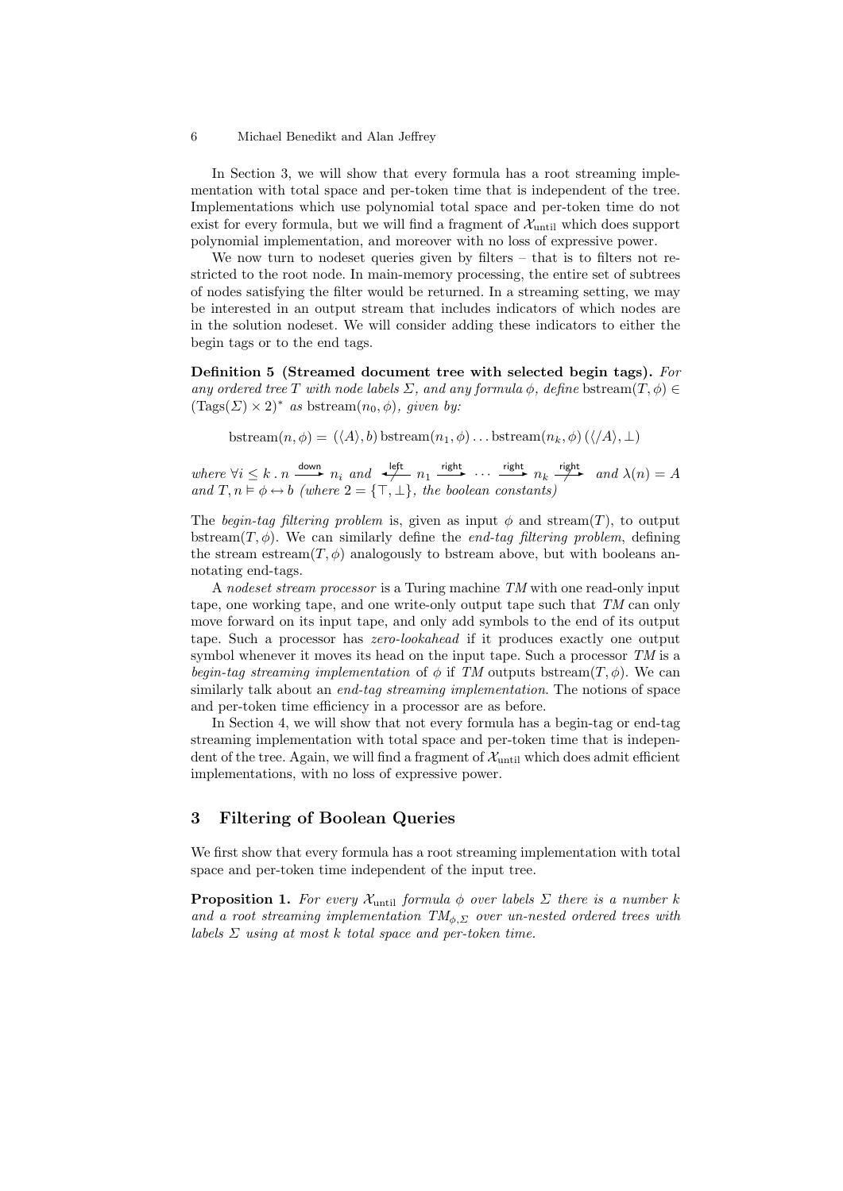In Section 3, we will show that every formula has a root streaming implementation with total space and per-token time that is independent of the tree. Implementations which use polynomial total space and per-token time do not exist for every formula, but we will find a fragment of $\mathcal{X}_{\text{until}}$ which does support polynomial implementation, and moreover with no loss of expressive power.

We now turn to nodeset queries given by filters – that is to filters not restricted to the root node. In main-memory processing, the entire set of subtrees of nodes satisfying the filter would be returned. In a streaming setting, we may be interested in an output stream that includes indicators of which nodes are in the solution nodeset. We will consider adding these indicators to either the begin tags or to the end tags.

**Definition 5 (Streamed document tree with selected begin tags).** *For any ordered tree $T$ with node labels $\Sigma$, and any formula $\phi$, define* $\text{bstream}(T, \phi) \in (\text{Tags}(\Sigma) \times 2)^*$ *as* $\text{bstream}(n_0, \phi)$*, given by:*

$$\text{bstream}(n, \phi) = (\langle A \rangle, b)\, \text{bstream}(n_1, \phi) \ldots \text{bstream}(n_k, \phi)\, (\langle / A \rangle, \bot)$$

*where* $\forall i \leq k \,.\, n \xrightarrow{\text{down}} n_i$ *and* $\overset{\text{left}}{\not\longleftarrow} n_1 \xrightarrow{\text{right}} \cdots \xrightarrow{\text{right}} n_k \overset{\text{right}}{\not\longrightarrow}$ *and* $\lambda(n) = A$ *and* $T, n \vDash \phi \leftrightarrow b$ *(where* $2 = \{\top, \bot\}$*, the boolean constants)*

The *begin-tag filtering problem* is, given as input $\phi$ and $\text{stream}(T)$, to output $\text{bstream}(T, \phi)$. We can similarly define the *end-tag filtering problem*, defining the stream $\text{estream}(T, \phi)$ analogously to bstream above, but with booleans annotating end-tags.

A *nodeset stream processor* is a Turing machine *TM* with one read-only input tape, one working tape, and one write-only output tape such that *TM* can only move forward on its input tape, and only add symbols to the end of its output tape. Such a processor has *zero-lookahead* if it produces exactly one output symbol whenever it moves its head on the input tape. Such a processor *TM* is a *begin-tag streaming implementation* of $\phi$ if *TM* outputs $\text{bstream}(T, \phi)$. We can similarly talk about an *end-tag streaming implementation*. The notions of space and per-token time efficiency in a processor are as before.

In Section 4, we will show that not every formula has a begin-tag or end-tag streaming implementation with total space and per-token time that is independent of the tree. Again, we will find a fragment of $\mathcal{X}_{\text{until}}$ which does admit efficient implementations, with no loss of expressive power.

## 3 Filtering of Boolean Queries

We first show that every formula has a root streaming implementation with total space and per-token time independent of the input tree.

**Proposition 1.** *For every $\mathcal{X}_{\text{until}}$ formula $\phi$ over labels $\Sigma$ there is a number $k$ and a root streaming implementation $TM_{\phi,\Sigma}$ over un-nested ordered trees with labels $\Sigma$ using at most $k$ total space and per-token time.*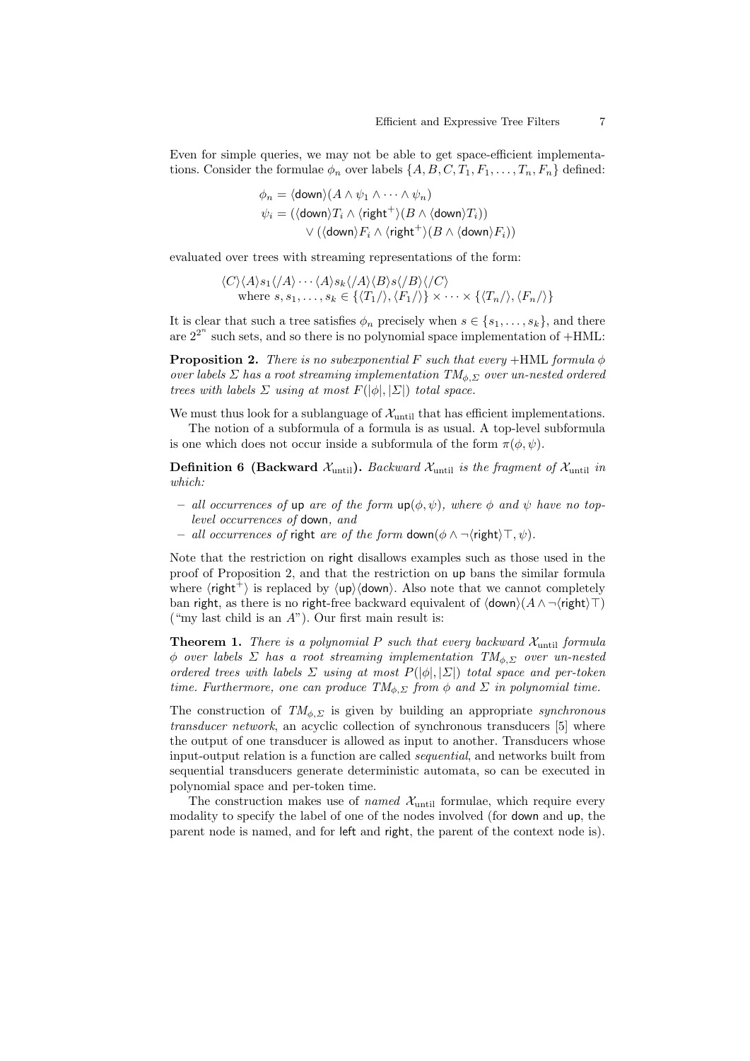Even for simple queries, we may not be able to get space-efficient implementations. Consider the formulae $\phi_n$ over labels $\{A, B, C, T_1, F_1, \ldots, T_n, F_n\}$ defined:

$$
\begin{aligned}
\phi_n &= \langle \mathsf{down} \rangle (A \wedge \psi_1 \wedge \cdots \wedge \psi_n) \\
\psi_i &= (\langle \mathsf{down} \rangle T_i \wedge \langle \mathsf{right}^+ \rangle (B \wedge \langle \mathsf{down} \rangle T_i)) \\
&\quad \vee (\langle \mathsf{down} \rangle F_i \wedge \langle \mathsf{right}^+ \rangle (B \wedge \langle \mathsf{down} \rangle F_i))
\end{aligned}
$$

evaluated over trees with streaming representations of the form:

$$
\begin{aligned}
&\langle C \rangle \langle A \rangle s_1 \langle /A \rangle \cdots \langle A \rangle s_k \langle /A \rangle \langle B \rangle s \langle /B \rangle \langle /C \rangle \\
&\quad \text{where } s, s_1, \ldots, s_k \in \{\langle T_1/ \rangle, \langle F_1/ \rangle\} \times \cdots \times \{\langle T_n/ \rangle, \langle F_n/ \rangle\}
\end{aligned}
$$

It is clear that such a tree satisfies $\phi_n$ precisely when $s \in \{s_1, \ldots, s_k\}$, and there are $2^{2^n}$ such sets, and so there is no polynomial space implementation of +HML:

**Proposition 2.** *There is no subexponential $F$ such that every +HML formula $\phi$ over labels $\Sigma$ has a root streaming implementation $TM_{\phi,\Sigma}$ over un-nested ordered trees with labels $\Sigma$ using at most $F(|\phi|, |\Sigma|)$ total space.*

We must thus look for a sublanguage of $\mathcal{X}_{\mathrm{until}}$ that has efficient implementations.

The notion of a subformula of a formula is as usual. A top-level subformula is one which does not occur inside a subformula of the form $\pi(\phi, \psi)$.

**Definition 6 (Backward $\mathcal{X}_{\mathrm{until}}$).** *Backward $\mathcal{X}_{\mathrm{until}}$ is the fragment of $\mathcal{X}_{\mathrm{until}}$ in which:*

- *all occurrences of* up *are of the form* $\mathsf{up}(\phi, \psi)$*, where $\phi$ and $\psi$ have no top-level occurrences of* down*, and*
- *all occurrences of* right *are of the form* $\mathsf{down}(\phi \wedge \neg\langle \mathsf{right} \rangle \top, \psi)$*.*

Note that the restriction on right disallows examples such as those used in the proof of Proposition 2, and that the restriction on up bans the similar formula where $\langle \mathsf{right}^+ \rangle$ is replaced by $\langle \mathsf{up} \rangle \langle \mathsf{down} \rangle$. Also note that we cannot completely ban right, as there is no right-free backward equivalent of $\langle \mathsf{down} \rangle (A \wedge \neg \langle \mathsf{right} \rangle \top)$ ("my last child is an $A$"). Our first main result is:

**Theorem 1.** *There is a polynomial $P$ such that every backward $\mathcal{X}_{\mathrm{until}}$ formula $\phi$ over labels $\Sigma$ has a root streaming implementation $TM_{\phi,\Sigma}$ over un-nested ordered trees with labels $\Sigma$ using at most $P(|\phi|, |\Sigma|)$ total space and per-token time. Furthermore, one can produce $TM_{\phi,\Sigma}$ from $\phi$ and $\Sigma$ in polynomial time.*

The construction of $TM_{\phi,\Sigma}$ is given by building an appropriate *synchronous transducer network*, an acyclic collection of synchronous transducers [5] where the output of one transducer is allowed as input to another. Transducers whose input-output relation is a function are called *sequential*, and networks built from sequential transducers generate deterministic automata, so can be executed in polynomial space and per-token time.

The construction makes use of *named* $\mathcal{X}_{\mathrm{until}}$ formulae, which require every modality to specify the label of one of the nodes involved (for down and up, the parent node is named, and for left and right, the parent of the context node is).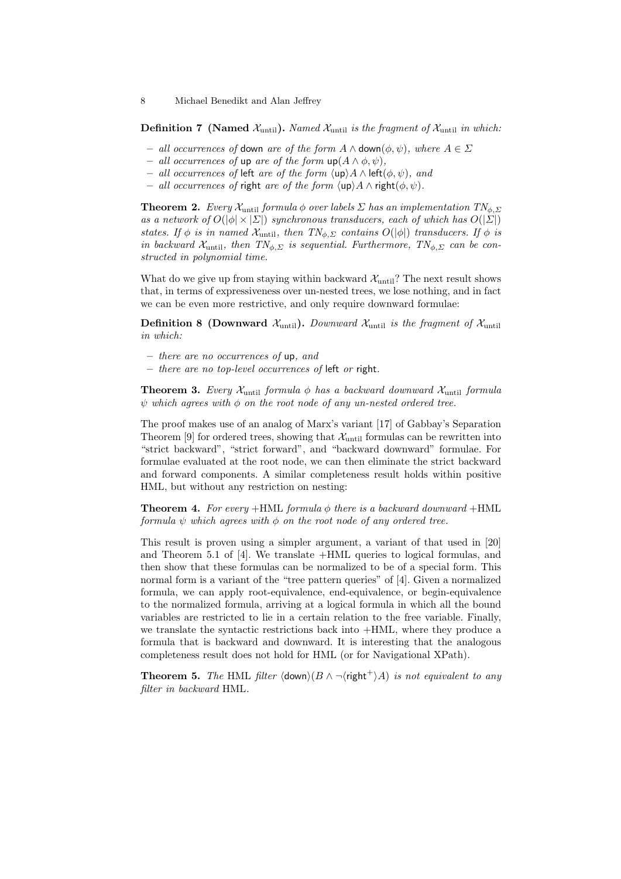**Definition 7 (Named $\mathcal{X}_{\mathrm{until}}$).** *Named $\mathcal{X}_{\mathrm{until}}$ is the fragment of $\mathcal{X}_{\mathrm{until}}$ in which:*

- *all occurrences of* $\mathsf{down}$ *are of the form* $A \wedge \mathsf{down}(\phi, \psi)$*, where* $A \in \Sigma$
- *all occurrences of* $\mathsf{up}$ *are of the form* $\mathsf{up}(A \wedge \phi, \psi)$*,*
- *all occurrences of* $\mathsf{left}$ *are of the form* $\langle\mathsf{up}\rangle A \wedge \mathsf{left}(\phi, \psi)$*, and*
- *all occurrences of* $\mathsf{right}$ *are of the form* $\langle\mathsf{up}\rangle A \wedge \mathsf{right}(\phi, \psi)$*.*

**Theorem 2.** *Every $\mathcal{X}_{\mathrm{until}}$ formula $\phi$ over labels $\Sigma$ has an implementation $TN_{\phi,\Sigma}$ as a network of $O(|\phi| \times |\Sigma|)$ synchronous transducers, each of which has $O(|\Sigma|)$ states. If $\phi$ is in named $\mathcal{X}_{\mathrm{until}}$, then $TN_{\phi,\Sigma}$ contains $O(|\phi|)$ transducers. If $\phi$ is in backward $\mathcal{X}_{\mathrm{until}}$, then $TN_{\phi,\Sigma}$ is sequential. Furthermore, $TN_{\phi,\Sigma}$ can be constructed in polynomial time.*

What do we give up from staying within backward $\mathcal{X}_{\mathrm{until}}$? The next result shows that, in terms of expressiveness over un-nested trees, we lose nothing, and in fact we can be even more restrictive, and only require downward formulae:

**Definition 8 (Downward $\mathcal{X}_{\mathrm{until}}$).** *Downward $\mathcal{X}_{\mathrm{until}}$ is the fragment of $\mathcal{X}_{\mathrm{until}}$ in which:*

- *there are no occurrences of* $\mathsf{up}$*, and*
- *there are no top-level occurrences of* $\mathsf{left}$ *or* $\mathsf{right}$*.*

**Theorem 3.** *Every $\mathcal{X}_{\mathrm{until}}$ formula $\phi$ has a backward downward $\mathcal{X}_{\mathrm{until}}$ formula $\psi$ which agrees with $\phi$ on the root node of any un-nested ordered tree.*

The proof makes use of an analog of Marx's variant [17] of Gabbay's Separation Theorem [9] for ordered trees, showing that $\mathcal{X}_{\mathrm{until}}$ formulas can be rewritten into "strict backward", "strict forward", and "backward downward" formulae. For formulae evaluated at the root node, we can then eliminate the strict backward and forward components. A similar completeness result holds within positive HML, but without any restriction on nesting:

**Theorem 4.** *For every* +HML *formula $\phi$ there is a backward downward* +HML *formula $\psi$ which agrees with $\phi$ on the root node of any ordered tree.*

This result is proven using a simpler argument, a variant of that used in [20] and Theorem 5.1 of [4]. We translate +HML queries to logical formulas, and then show that these formulas can be normalized to be of a special form. This normal form is a variant of the "tree pattern queries" of [4]. Given a normalized formula, we can apply root-equivalence, end-equivalence, or begin-equivalence to the normalized formula, arriving at a logical formula in which all the bound variables are restricted to lie in a certain relation to the free variable. Finally, we translate the syntactic restrictions back into +HML, where they produce a formula that is backward and downward. It is interesting that the analogous completeness result does not hold for HML (or for Navigational XPath).

**Theorem 5.** *The* HML *filter* $\langle\mathsf{down}\rangle(B \wedge \neg\langle\mathsf{right}^{+}\rangle A)$ *is not equivalent to any filter in backward* HML*.*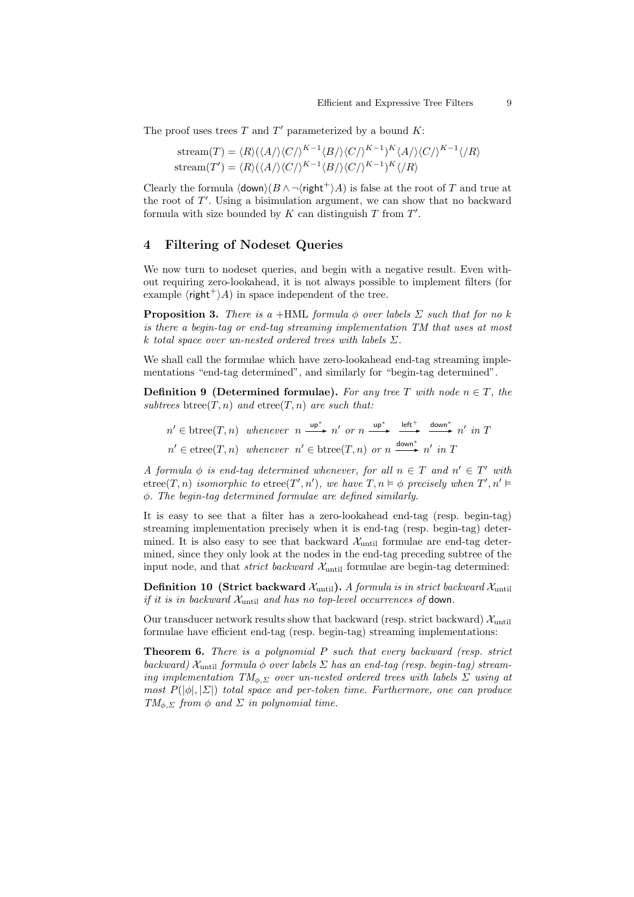The proof uses trees $T$ and $T'$ parameterized by a bound $K$:

$$\text{stream}(T) = \langle R\rangle(\langle A/\rangle\langle C/\rangle^{K-1}\langle B/\rangle\langle C/\rangle^{K-1})^K\langle A/\rangle\langle C/\rangle^{K-1}\langle /R\rangle$$
$$\text{stream}(T') = \langle R\rangle(\langle A/\rangle\langle C/\rangle^{K-1}\langle B/\rangle\langle C/\rangle^{K-1})^K\langle /R\rangle$$

Clearly the formula $\langle\mathsf{down}\rangle(B \wedge \neg\langle\mathsf{right}^+\rangle A)$ is false at the root of $T$ and true at the root of $T'$. Using a bisimulation argument, we can show that no backward formula with size bounded by $K$ can distinguish $T$ from $T'$.

## 4 Filtering of Nodeset Queries

We now turn to nodeset queries, and begin with a negative result. Even without requiring zero-lookahead, it is not always possible to implement filters (for example $\langle\mathsf{right}^+\rangle A$) in space independent of the tree.

**Proposition 3.** *There is a +HML formula $\phi$ over labels $\Sigma$ such that for no $k$ is there a begin-tag or end-tag streaming implementation TM that uses at most $k$ total space over un-nested ordered trees with labels $\Sigma$.*

We shall call the formulae which have zero-lookahead end-tag streaming implementations "end-tag determined", and similarly for "begin-tag determined".

**Definition 9 (Determined formulae).** *For any tree $T$ with node $n \in T$, the subtrees $\text{btree}(T, n)$ and $\text{etree}(T, n)$ are such that:*

$$n' \in \text{btree}(T, n) \quad \textit{whenever} \quad n \xrightarrow{\mathsf{up}^*} n' \textit{ or } n \xrightarrow{\mathsf{up}^*} \xrightarrow{\mathsf{left}^+} \xrightarrow{\mathsf{down}^*} n' \textit{ in } T$$
$$n' \in \text{etree}(T, n) \quad \textit{whenever} \quad n' \in \text{btree}(T, n) \textit{ or } n \xrightarrow{\mathsf{down}^*} n' \textit{ in } T$$

*A formula $\phi$ is end-tag determined whenever, for all $n \in T$ and $n' \in T'$ with $\text{etree}(T, n)$ isomorphic to $\text{etree}(T', n')$, we have $T, n \vDash \phi$ precisely when $T', n' \vDash \phi$. The begin-tag determined formulae are defined similarly.*

It is easy to see that a filter has a zero-lookahead end-tag (resp. begin-tag) streaming implementation precisely when it is end-tag (resp. begin-tag) determined. It is also easy to see that backward $\mathcal{X}_{\text{until}}$ formulae are end-tag determined, since they only look at the nodes in the end-tag preceding subtree of the input node, and that *strict backward* $\mathcal{X}_{\text{until}}$ formulae are begin-tag determined:

**Definition 10 (Strict backward $\mathcal{X}_{\text{until}}$).** *A formula is in strict backward $\mathcal{X}_{\text{until}}$ if it is in backward $\mathcal{X}_{\text{until}}$ and has no top-level occurrences of* $\mathsf{down}$.

Our transducer network results show that backward (resp. strict backward) $\mathcal{X}_{\text{until}}$ formulae have efficient end-tag (resp. begin-tag) streaming implementations:

**Theorem 6.** *There is a polynomial $P$ such that every backward (resp. strict backward) $\mathcal{X}_{\text{until}}$ formula $\phi$ over labels $\Sigma$ has an end-tag (resp. begin-tag) streaming implementation $TM_{\phi,\Sigma}$ over un-nested ordered trees with labels $\Sigma$ using at most $P(|\phi|, |\Sigma|)$ total space and per-token time. Furthermore, one can produce $TM_{\phi,\Sigma}$ from $\phi$ and $\Sigma$ in polynomial time.*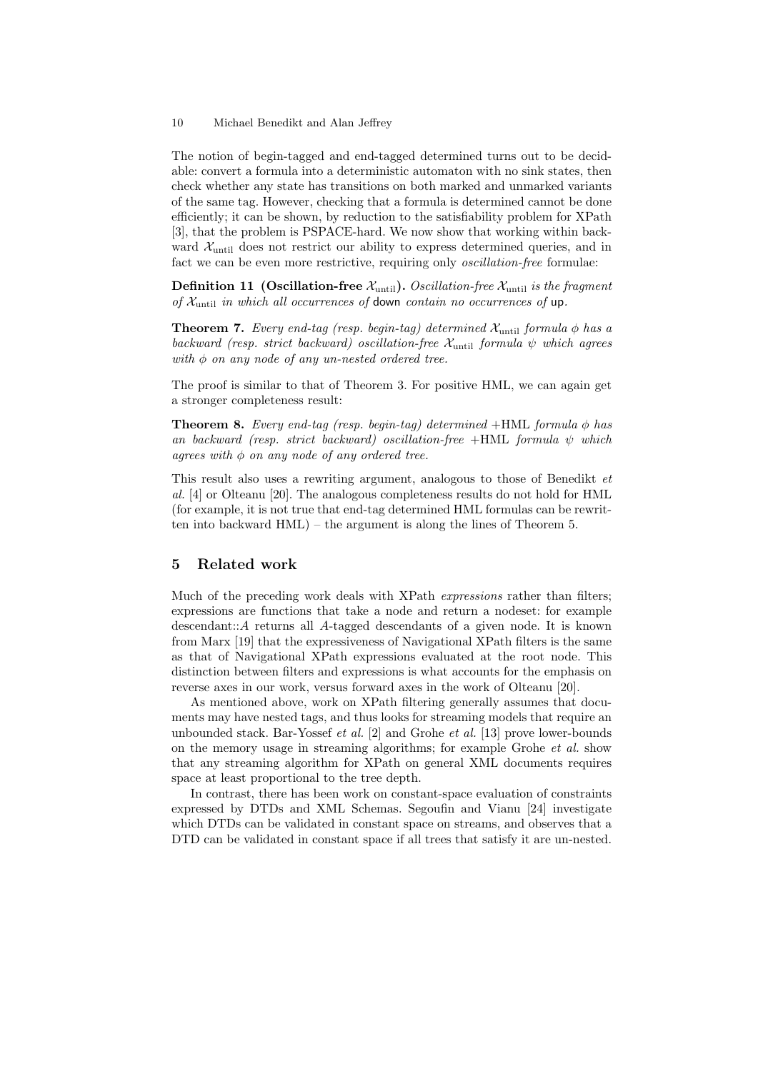The notion of begin-tagged and end-tagged determined turns out to be decidable: convert a formula into a deterministic automaton with no sink states, then check whether any state has transitions on both marked and unmarked variants of the same tag. However, checking that a formula is determined cannot be done efficiently; it can be shown, by reduction to the satisfiability problem for XPath [3], that the problem is PSPACE-hard. We now show that working within backward $\mathcal{X}_{\text{until}}$ does not restrict our ability to express determined queries, and in fact we can be even more restrictive, requiring only *oscillation-free* formulae:

**Definition 11 (Oscillation-free $\mathcal{X}_{\text{until}}$).** *Oscillation-free $\mathcal{X}_{\text{until}}$ is the fragment of $\mathcal{X}_{\text{until}}$ in which all occurrences of* down *contain no occurrences of* up*.*

**Theorem 7.** *Every end-tag (resp. begin-tag) determined $\mathcal{X}_{\text{until}}$ formula $\phi$ has a backward (resp. strict backward) oscillation-free $\mathcal{X}_{\text{until}}$ formula $\psi$ which agrees with $\phi$ on any node of any un-nested ordered tree.*

The proof is similar to that of Theorem 3. For positive HML, we can again get a stronger completeness result:

**Theorem 8.** *Every end-tag (resp. begin-tag) determined* +HML *formula $\phi$ has an backward (resp. strict backward) oscillation-free* +HML *formula $\psi$ which agrees with $\phi$ on any node of any ordered tree.*

This result also uses a rewriting argument, analogous to those of Benedikt *et al.* [4] or Olteanu [20]. The analogous completeness results do not hold for HML (for example, it is not true that end-tag determined HML formulas can be rewritten into backward HML) – the argument is along the lines of Theorem 5.

## 5 Related work

Much of the preceding work deals with XPath *expressions* rather than filters; expressions are functions that take a node and return a nodeset: for example descendant::$A$ returns all $A$-tagged descendants of a given node. It is known from Marx [19] that the expressiveness of Navigational XPath filters is the same as that of Navigational XPath expressions evaluated at the root node. This distinction between filters and expressions is what accounts for the emphasis on reverse axes in our work, versus forward axes in the work of Olteanu [20].

As mentioned above, work on XPath filtering generally assumes that documents may have nested tags, and thus looks for streaming models that require an unbounded stack. Bar-Yossef *et al.* [2] and Grohe *et al.* [13] prove lower-bounds on the memory usage in streaming algorithms; for example Grohe *et al.* show that any streaming algorithm for XPath on general XML documents requires space at least proportional to the tree depth.

In contrast, there has been work on constant-space evaluation of constraints expressed by DTDs and XML Schemas. Segoufin and Vianu [24] investigate which DTDs can be validated in constant space on streams, and observes that a DTD can be validated in constant space if all trees that satisfy it are un-nested.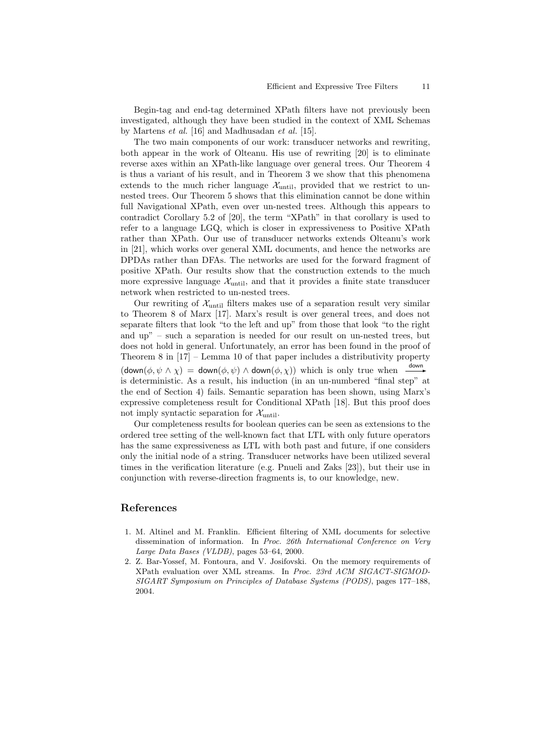Begin-tag and end-tag determined XPath filters have not previously been investigated, although they have been studied in the context of XML Schemas by Martens *et al.* [16] and Madhusadan *et al.* [15].

The two main components of our work: transducer networks and rewriting, both appear in the work of Olteanu. His use of rewriting [20] is to eliminate reverse axes within an XPath-like language over general trees. Our Theorem 4 is thus a variant of his result, and in Theorem 3 we show that this phenomena extends to the much richer language $\mathcal{X}_{\text{until}}$, provided that we restrict to un-nested trees. Our Theorem 5 shows that this elimination cannot be done within full Navigational XPath, even over un-nested trees. Although this appears to contradict Corollary 5.2 of [20], the term "XPath" in that corollary is used to refer to a language LGQ, which is closer in expressiveness to Positive XPath rather than XPath. Our use of transducer networks extends Olteanu's work in [21], which works over general XML documents, and hence the networks are DPDAs rather than DFAs. The networks are used for the forward fragment of positive XPath. Our results show that the construction extends to the much more expressive language $\mathcal{X}_{\text{until}}$, and that it provides a finite state transducer network when restricted to un-nested trees.

Our rewriting of $\mathcal{X}_{\text{until}}$ filters makes use of a separation result very similar to Theorem 8 of Marx [17]. Marx's result is over general trees, and does not separate filters that look "to the left and up" from those that look "to the right and up" – such a separation is needed for our result on un-nested trees, but does not hold in general. Unfortunately, an error has been found in the proof of Theorem 8 in [17] – Lemma 10 of that paper includes a distributivity property $(\mathsf{down}(\phi, \psi \wedge \chi) = \mathsf{down}(\phi, \psi) \wedge \mathsf{down}(\phi, \chi))$ which is only true when $\xrightarrow{\mathsf{down}}$ is deterministic. As a result, his induction (in an un-numbered "final step" at the end of Section 4) fails. Semantic separation has been shown, using Marx's expressive completeness result for Conditional XPath [18]. But this proof does not imply syntactic separation for $\mathcal{X}_{\text{until}}$.

Our completeness results for boolean queries can be seen as extensions to the ordered tree setting of the well-known fact that LTL with only future operators has the same expressiveness as LTL with both past and future, if one considers only the initial node of a string. Transducer networks have been utilized several times in the verification literature (e.g. Pnueli and Zaks [23]), but their use in conjunction with reverse-direction fragments is, to our knowledge, new.

## References

1. M. Altinel and M. Franklin. Efficient filtering of XML documents for selective dissemination of information. In *Proc. 26th International Conference on Very Large Data Bases (VLDB)*, pages 53–64, 2000.
2. Z. Bar-Yossef, M. Fontoura, and V. Josifovski. On the memory requirements of XPath evaluation over XML streams. In *Proc. 23rd ACM SIGACT-SIGMOD-SIGART Symposium on Principles of Database Systems (PODS)*, pages 177–188, 2004.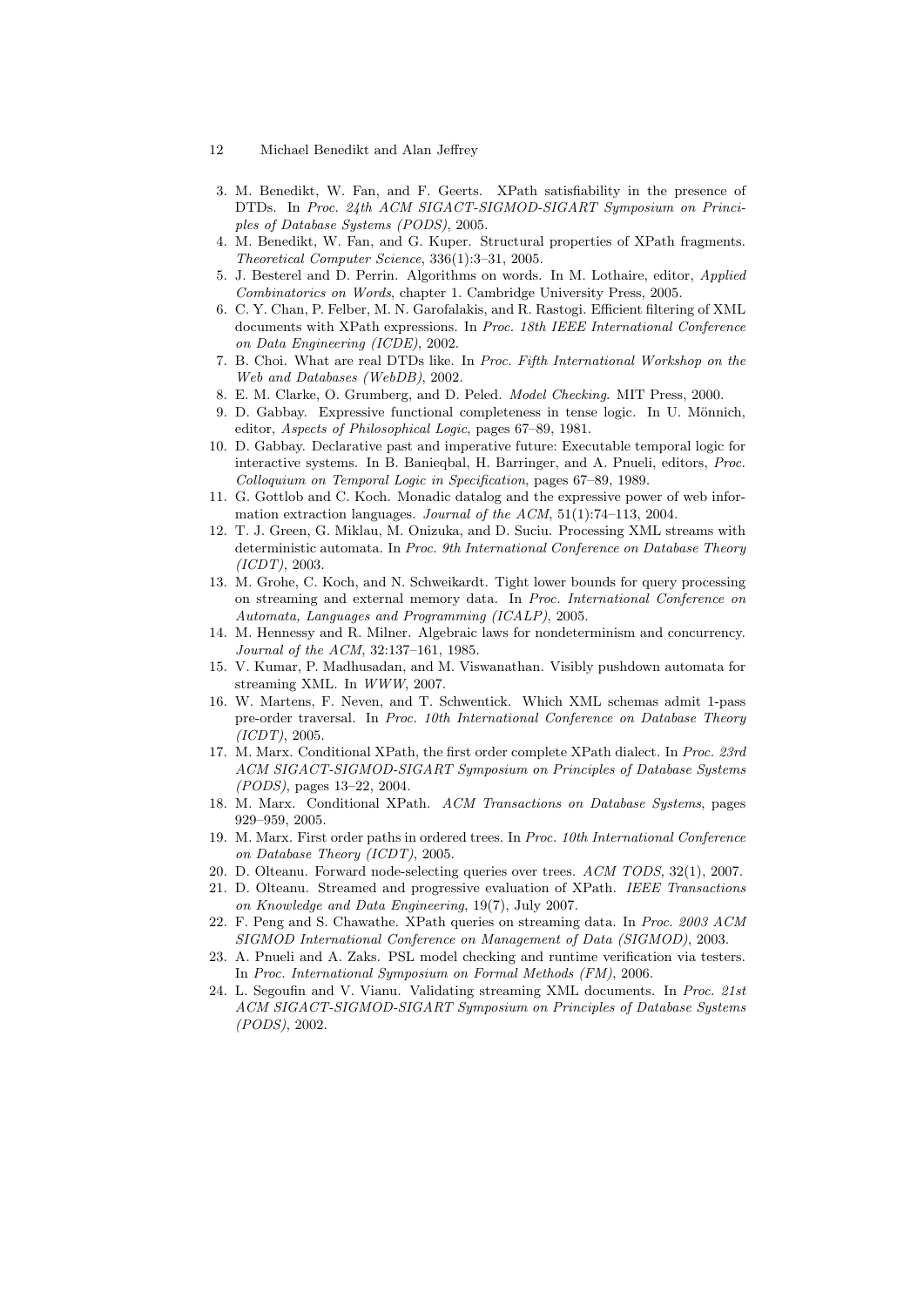3. M. Benedikt, W. Fan, and F. Geerts. XPath satisfiability in the presence of DTDs. In *Proc. 24th ACM SIGACT-SIGMOD-SIGART Symposium on Principles of Database Systems (PODS)*, 2005.
4. M. Benedikt, W. Fan, and G. Kuper. Structural properties of XPath fragments. *Theoretical Computer Science*, 336(1):3–31, 2005.
5. J. Besterel and D. Perrin. Algorithms on words. In M. Lothaire, editor, *Applied Combinatorics on Words*, chapter 1. Cambridge University Press, 2005.
6. C. Y. Chan, P. Felber, M. N. Garofalakis, and R. Rastogi. Efficient filtering of XML documents with XPath expressions. In *Proc. 18th IEEE International Conference on Data Engineering (ICDE)*, 2002.
7. B. Choi. What are real DTDs like. In *Proc. Fifth International Workshop on the Web and Databases (WebDB)*, 2002.
8. E. M. Clarke, O. Grumberg, and D. Peled. *Model Checking*. MIT Press, 2000.
9. D. Gabbay. Expressive functional completeness in tense logic. In U. Mönnich, editor, *Aspects of Philosophical Logic*, pages 67–89, 1981.
10. D. Gabbay. Declarative past and imperative future: Executable temporal logic for interactive systems. In B. Banieqbal, H. Barringer, and A. Pnueli, editors, *Proc. Colloquium on Temporal Logic in Specification*, pages 67–89, 1989.
11. G. Gottlob and C. Koch. Monadic datalog and the expressive power of web information extraction languages. *Journal of the ACM*, 51(1):74–113, 2004.
12. T. J. Green, G. Miklau, M. Onizuka, and D. Suciu. Processing XML streams with deterministic automata. In *Proc. 9th International Conference on Database Theory (ICDT)*, 2003.
13. M. Grohe, C. Koch, and N. Schweikardt. Tight lower bounds for query processing on streaming and external memory data. In *Proc. International Conference on Automata, Languages and Programming (ICALP)*, 2005.
14. M. Hennessy and R. Milner. Algebraic laws for nondeterminism and concurrency. *Journal of the ACM*, 32:137–161, 1985.
15. V. Kumar, P. Madhusadan, and M. Viswanathan. Visibly pushdown automata for streaming XML. In *WWW*, 2007.
16. W. Martens, F. Neven, and T. Schwentick. Which XML schemas admit 1-pass pre-order traversal. In *Proc. 10th International Conference on Database Theory (ICDT)*, 2005.
17. M. Marx. Conditional XPath, the first order complete XPath dialect. In *Proc. 23rd ACM SIGACT-SIGMOD-SIGART Symposium on Principles of Database Systems (PODS)*, pages 13–22, 2004.
18. M. Marx. Conditional XPath. *ACM Transactions on Database Systems*, pages 929–959, 2005.
19. M. Marx. First order paths in ordered trees. In *Proc. 10th International Conference on Database Theory (ICDT)*, 2005.
20. D. Olteanu. Forward node-selecting queries over trees. *ACM TODS*, 32(1), 2007.
21. D. Olteanu. Streamed and progressive evaluation of XPath. *IEEE Transactions on Knowledge and Data Engineering*, 19(7), July 2007.
22. F. Peng and S. Chawathe. XPath queries on streaming data. In *Proc. 2003 ACM SIGMOD International Conference on Management of Data (SIGMOD)*, 2003.
23. A. Pnueli and A. Zaks. PSL model checking and runtime verification via testers. In *Proc. International Symposium on Formal Methods (FM)*, 2006.
24. L. Segoufin and V. Vianu. Validating streaming XML documents. In *Proc. 21st ACM SIGACT-SIGMOD-SIGART Symposium on Principles of Database Systems (PODS)*, 2002.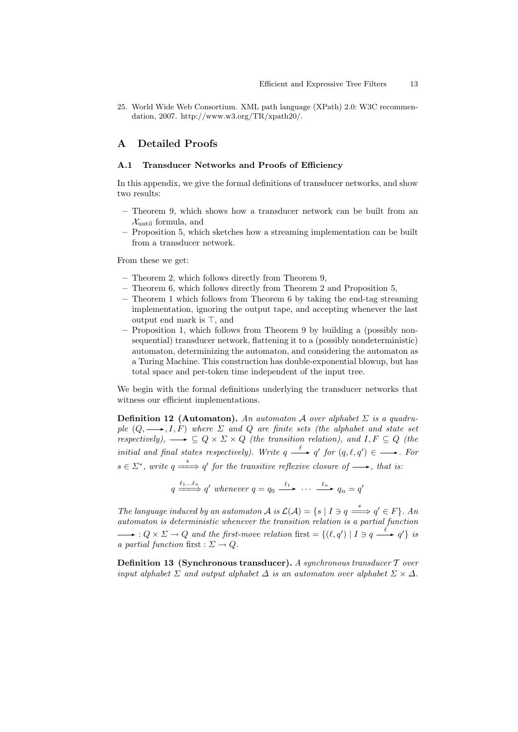25. World Wide Web Consortium. XML path language (XPath) 2.0: W3C recommendation, 2007. http://www.w3.org/TR/xpath20/.

# A Detailed Proofs

## A.1 Transducer Networks and Proofs of Efficiency

In this appendix, we give the formal definitions of transducer networks, and show two results:

- Theorem 9, which shows how a transducer network can be built from an $\mathcal{X}_{\text{until}}$ formula, and
- Proposition 5, which sketches how a streaming implementation can be built from a transducer network.

From these we get:

- Theorem 2, which follows directly from Theorem 9,
- Theorem 6, which follows directly from Theorem 2 and Proposition 5,
- Theorem 1 which follows from Theorem 6 by taking the end-tag streaming implementation, ignoring the output tape, and accepting whenever the last output end mark is $\top$, and
- Proposition 1, which follows from Theorem 9 by building a (possibly non-sequential) transducer network, flattening it to a (possibly nondeterministic) automaton, determinizing the automaton, and considering the automaton as a Turing Machine. This construction has double-exponential blowup, but has total space and per-token time independent of the input tree.

We begin with the formal definitions underlying the transducer networks that witness our efficient implementations.

**Definition 12 (Automaton).** *An automaton $\mathcal{A}$ over alphabet $\Sigma$ is a quadruple $(Q, \longrightarrow, I, F)$ where $\Sigma$ and $Q$ are finite sets (the alphabet and state set respectively), $\longrightarrow \subseteq Q \times \Sigma \times Q$ (the transition relation), and $I, F \subseteq Q$ (the initial and final states respectively). Write $q \xrightarrow{\ell} q'$ for $(q, \ell, q') \in \longrightarrow$. For $s \in \Sigma^*$, write $q \overset{s}{\Longrightarrow} q'$ for the transitive reflexive closure of $\longrightarrow$, that is:*

$$q \overset{\ell_1 \ldots \ell_n}{\Longrightarrow} q' \text{ whenever } q = q_0 \xrightarrow{\ell_1} \cdots \xrightarrow{\ell_n} q_n = q'$$

*The language induced by an automaton $\mathcal{A}$ is $\mathcal{L}(\mathcal{A}) = \{s \mid I \ni q \overset{s}{\Longrightarrow} q' \in F\}$. An automaton is deterministic whenever the transition relation is a partial function $\longrightarrow : Q \times \Sigma \to Q$ and the first-move relation $\text{first} = \{(\ell, q') \mid I \ni q \xrightarrow{\ell} q'\}$ is a partial function $\text{first} : \Sigma \to Q$.*

**Definition 13 (Synchronous transducer).** *A synchronous transducer $\mathcal{T}$ over input alphabet $\Sigma$ and output alphabet $\Delta$ is an automaton over alphabet $\Sigma \times \Delta$.*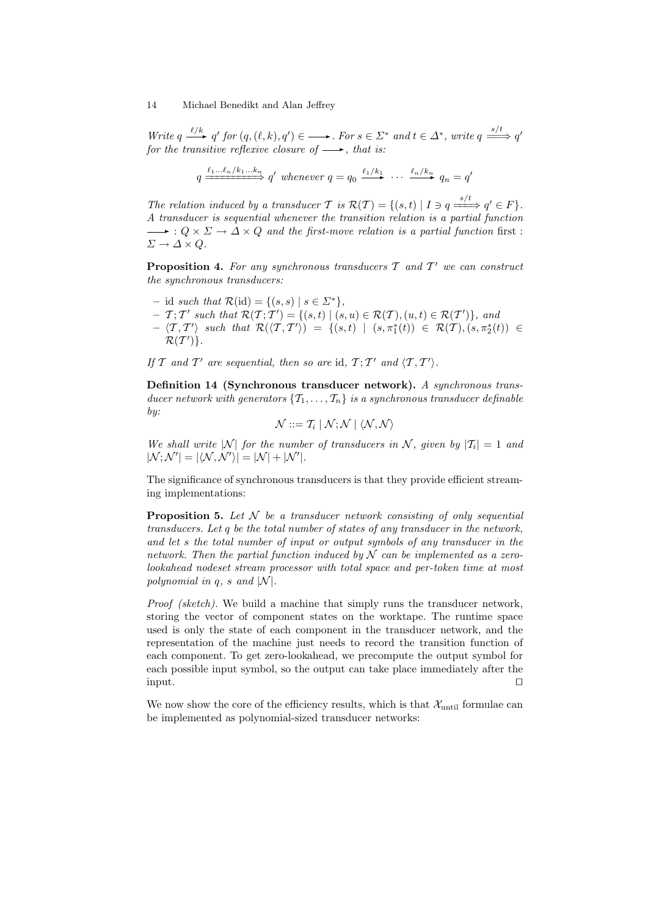*Write* $q \xrightarrow{\ell/k} q'$ *for* $(q, (\ell, k), q') \in \longrightarrow$*. For* $s \in \Sigma^*$ *and* $t \in \Delta^*$*, write* $q \overset{s/t}{\Longrightarrow} q'$ *for the transitive reflexive closure of* $\longrightarrow$*, that is:*

$$q \overset{\ell_1 \ldots \ell_n / k_1 \ldots k_n}{\Longrightarrow} q' \text{ whenever } q = q_0 \xrightarrow{\ell_1/k_1} \cdots \xrightarrow{\ell_n/k_n} q_n = q'$$

*The relation induced by a transducer* $\mathcal{T}$ *is* $\mathcal{R}(\mathcal{T}) = \{(s,t) \mid I \ni q \overset{s/t}{\Longrightarrow} q' \in F\}$*. A transducer is sequential whenever the transition relation is a partial function* $\longrightarrow : Q \times \Sigma \to \Delta \times Q$ *and the first-move relation is a partial function* $\mathrm{first} : \Sigma \to \Delta \times Q$*.*

**Proposition 4.** *For any synchronous transducers* $\mathcal{T}$ *and* $\mathcal{T}'$ *we can construct the synchronous transducers:*

- $\mathrm{id}$ *such that* $\mathcal{R}(\mathrm{id}) = \{(s,s) \mid s \in \Sigma^*\}$*,*
- $\mathcal{T};\mathcal{T}'$ *such that* $\mathcal{R}(\mathcal{T};\mathcal{T}') = \{(s,t) \mid (s,u) \in \mathcal{R}(\mathcal{T}), (u,t) \in \mathcal{R}(\mathcal{T}')\}$*, and*
- $\langle \mathcal{T}, \mathcal{T}' \rangle$ *such that* $\mathcal{R}(\langle \mathcal{T}, \mathcal{T}' \rangle) = \{(s,t) \mid (s, \pi_1^*(t)) \in \mathcal{R}(\mathcal{T}), (s, \pi_2^*(t)) \in \mathcal{R}(\mathcal{T}')\}$*.*

*If* $\mathcal{T}$ *and* $\mathcal{T}'$ *are sequential, then so are* $\mathrm{id}$*,* $\mathcal{T};\mathcal{T}'$ *and* $\langle \mathcal{T}, \mathcal{T}' \rangle$*.*

**Definition 14 (Synchronous transducer network).** *A synchronous transducer network with generators* $\{\mathcal{T}_1, \ldots, \mathcal{T}_n\}$ *is a synchronous transducer definable by:*

$$\mathcal{N} ::= \mathcal{T}_i \mid \mathcal{N};\mathcal{N} \mid \langle \mathcal{N}, \mathcal{N} \rangle$$

*We shall write* $|\mathcal{N}|$ *for the number of transducers in* $\mathcal{N}$*, given by* $|\mathcal{T}_i| = 1$ *and* $|\mathcal{N};\mathcal{N}'| = |\langle \mathcal{N}, \mathcal{N}' \rangle| = |\mathcal{N}| + |\mathcal{N}'|$*.*

The significance of synchronous transducers is that they provide efficient streaming implementations:

**Proposition 5.** *Let* $\mathcal{N}$ *be a transducer network consisting of only sequential transducers. Let* $q$ *be the total number of states of any transducer in the network, and let* $s$ *the total number of input or output symbols of any transducer in the network. Then the partial function induced by* $\mathcal{N}$ *can be implemented as a zero-lookahead nodeset stream processor with total space and per-token time at most polynomial in* $q$*,* $s$ *and* $|\mathcal{N}|$*.*

*Proof (sketch).* We build a machine that simply runs the transducer network, storing the vector of component states on the worktape. The runtime space used is only the state of each component in the transducer network, and the representation of the machine just needs to record the transition function of each component. To get zero-lookahead, we precompute the output symbol for each possible input symbol, so the output can take place immediately after the input. ⊓⊔

We now show the core of the efficiency results, which is that $\mathcal{X}_{\mathrm{until}}$ formulae can be implemented as polynomial-sized transducer networks: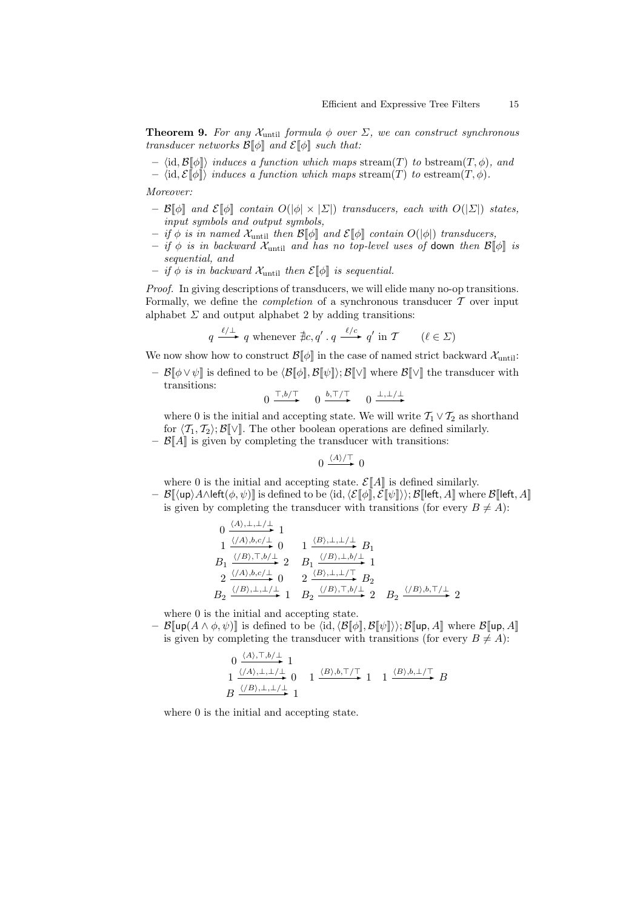**Theorem 9.** *For any $\mathcal{X}_{\text{until}}$ formula $\phi$ over $\Sigma$, we can construct synchronous transducer networks $\mathcal{B}[\![\phi]\!]$ and $\mathcal{E}[\![\phi]\!]$ such that:*

- *$\langle \text{id}, \mathcal{B}[\![\phi]\!]\rangle$ induces a function which maps $\text{stream}(T)$ to $\text{bstream}(T, \phi)$, and*
- *$\langle \text{id}, \mathcal{E}[\![\phi]\!]\rangle$ induces a function which maps $\text{stream}(T)$ to $\text{estream}(T, \phi)$.*

*Moreover:*

- *$\mathcal{B}[\![\phi]\!]$ and $\mathcal{E}[\![\phi]\!]$ contain $O(|\phi| \times |\Sigma|)$ transducers, each with $O(|\Sigma|)$ states, input symbols and output symbols,*
- *if $\phi$ is in named $\mathcal{X}_{\text{until}}$ then $\mathcal{B}[\![\phi]\!]$ and $\mathcal{E}[\![\phi]\!]$ contain $O(|\phi|)$ transducers,*
- *if $\phi$ is in backward $\mathcal{X}_{\text{until}}$ and has no top-level uses of* down *then $\mathcal{B}[\![\phi]\!]$ is sequential, and*
- *if $\phi$ is in backward $\mathcal{X}_{\text{until}}$ then $\mathcal{E}[\![\phi]\!]$ is sequential.*

*Proof.* In giving descriptions of transducers, we will elide many no-op transitions. Formally, we define the *completion* of a synchronous transducer $\mathcal{T}$ over input alphabet $\Sigma$ and output alphabet 2 by adding transitions:

$$q \xrightarrow{\ell/\bot} q \text{ whenever } \nexists c, q' \,.\, q \xrightarrow{\ell/c} q' \text{ in } \mathcal{T} \qquad (\ell \in \Sigma)$$

We now show how to construct $\mathcal{B}[\![\phi]\!]$ in the case of named strict backward $\mathcal{X}_{\text{until}}$:

- $\mathcal{B}[\![\phi \vee \psi]\!]$ is defined to be $\langle \mathcal{B}[\![\phi]\!], \mathcal{B}[\![\psi]\!]\rangle ; \mathcal{B}[\![\vee]\!]$ where $\mathcal{B}[\![\vee]\!]$ the transducer with transitions:
$$0 \xrightarrow{\top, b/\top} \quad 0 \xrightarrow{b, \top/\top} \quad 0 \xrightarrow{\bot,\bot/\bot}$$
where 0 is the initial and accepting state. We will write $\mathcal{T}_1 \vee \mathcal{T}_2$ as shorthand for $\langle \mathcal{T}_1, \mathcal{T}_2\rangle ; \mathcal{B}[\![\vee]\!]$. The other boolean operations are defined similarly.
- $\mathcal{B}[\![A]\!]$ is given by completing the transducer with transitions:
$$0 \xrightarrow{\langle A\rangle/\top} 0$$
where 0 is the initial and accepting state. $\mathcal{E}[\![A]\!]$ is defined similarly.
- $\mathcal{B}[\![\langle\mathsf{up}\rangle A \wedge \mathsf{left}(\phi, \psi)]\!]$ is defined to be $\langle \text{id}, \langle \mathcal{E}[\![\phi]\!], \mathcal{E}[\![\psi]\!]\rangle\rangle ; \mathcal{B}[\![\mathsf{left}, A]\!]$ where $\mathcal{B}[\![\mathsf{left}, A]\!]$ is given by completing the transducer with transitions (for every $B \neq A$):
$$\begin{array}{lll} 0 \xrightarrow{\langle A\rangle, \bot, \bot/\bot} 1 & & \\ 1 \xrightarrow{\langle /A\rangle, b, c/\bot} 0 & 1 \xrightarrow{\langle B\rangle, \bot, \bot/\bot} B_1 & \\ B_1 \xrightarrow{\langle /B\rangle, \top, b/\bot} 2 & B_1 \xrightarrow{\langle /B\rangle, \bot, b/\bot} 1 & \\ 2 \xrightarrow{\langle /A\rangle, b, c/\bot} 0 & 2 \xrightarrow{\langle B\rangle, \bot, \bot/\top} B_2 & \\ B_2 \xrightarrow{\langle /B\rangle, \bot, \bot/\bot} 1 & B_2 \xrightarrow{\langle /B\rangle, \top, b/\bot} 2 & B_2 \xrightarrow{\langle /B\rangle, b, \top/\bot} 2 \end{array}$$
where 0 is the initial and accepting state.
- $\mathcal{B}[\![\mathsf{up}(A \wedge \phi, \psi)]\!]$ is defined to be $\langle \text{id}, \langle \mathcal{B}[\![\phi]\!], \mathcal{B}[\![\psi]\!]\rangle\rangle ; \mathcal{B}[\![\mathsf{up}, A]\!]$ where $\mathcal{B}[\![\mathsf{up}, A]\!]$ is given by completing the transducer with transitions (for every $B \neq A$):
$$\begin{array}{lll} 0 \xrightarrow{\langle A\rangle, \top, b/\bot} 1 & & \\ 1 \xrightarrow{\langle /A\rangle, \bot, \bot/\bot} 0 & 1 \xrightarrow{\langle B\rangle, b, \top/\top} 1 & 1 \xrightarrow{\langle B\rangle, b, \bot/\top} B \\ B \xrightarrow{\langle /B\rangle, \bot, \bot/\bot} 1 & & \end{array}$$
where 0 is the initial and accepting state.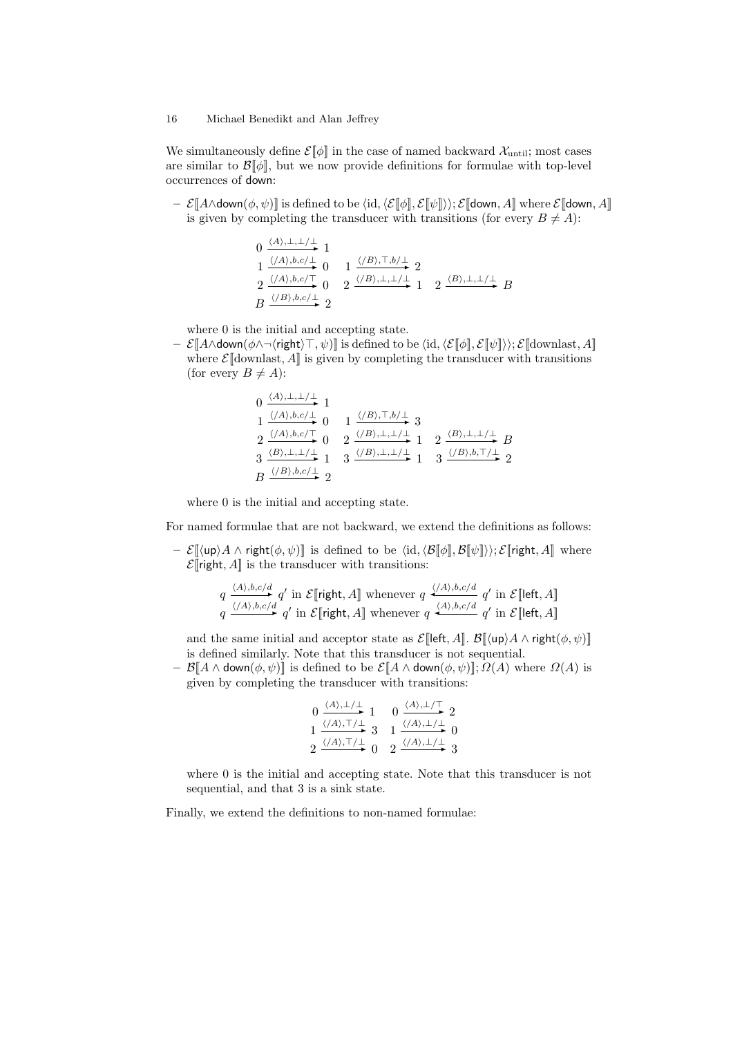We simultaneously define $\mathcal{E}[\![\phi]\!]$ in the case of named backward $\mathcal{X}_{\text{until}}$; most cases are similar to $\mathcal{B}[\![\phi]\!]$, but we now provide definitions for formulae with top-level occurrences of $\mathsf{down}$:

- $\mathcal{E}[\![A \wedge \mathsf{down}(\phi, \psi)]\!]$ is defined to be $\langle \text{id}, \langle \mathcal{E}[\![\phi]\!], \mathcal{E}[\![\psi]\!] \rangle \rangle ; \mathcal{E}[\![\mathsf{down}, A]\!]$ where $\mathcal{E}[\![\mathsf{down}, A]\!]$ is given by completing the transducer with transitions (for every $B \neq A$):

$$
\begin{array}{lll}
0 \xrightarrow{\langle A \rangle, \bot, \bot / \bot} 1 & & \\
1 \xrightarrow{\langle /A \rangle, b, c / \bot} 0 & 1 \xrightarrow{\langle /B \rangle, \top, b / \bot} 2 & \\
2 \xrightarrow{\langle /A \rangle, b, c / \top} 0 & 2 \xrightarrow{\langle /B \rangle, \bot, \bot / \bot} 1 & 2 \xrightarrow{\langle B \rangle, \bot, \bot / \bot} B \\
B \xrightarrow{\langle /B \rangle, b, c / \bot} 2 & &
\end{array}
$$

where 0 is the initial and accepting state.

- $\mathcal{E}[\![A \wedge \mathsf{down}(\phi \wedge \neg \langle \mathsf{right} \rangle \top, \psi)]\!]$ is defined to be $\langle \text{id}, \langle \mathcal{E}[\![\phi]\!], \mathcal{E}[\![\psi]\!] \rangle \rangle ; \mathcal{E}[\![\text{downlast}, A]\!]$ where $\mathcal{E}[\![\text{downlast}, A]\!]$ is given by completing the transducer with transitions (for every $B \neq A$):

$$
\begin{array}{lll}
0 \xrightarrow{\langle A \rangle, \bot, \bot / \bot} 1 & & \\
1 \xrightarrow{\langle /A \rangle, b, c / \bot} 0 & 1 \xrightarrow{\langle /B \rangle, \top, b / \bot} 3 & \\
2 \xrightarrow{\langle /A \rangle, b, c / \top} 0 & 2 \xrightarrow{\langle /B \rangle, \bot, \bot / \bot} 1 & 2 \xrightarrow{\langle B \rangle, \bot, \bot / \bot} B \\
3 \xrightarrow{\langle B \rangle, \bot, \bot / \bot} 1 & 3 \xrightarrow{\langle /B \rangle, \bot, \bot / \bot} 1 & 3 \xrightarrow{\langle /B \rangle, b, \top / \bot} 2 \\
B \xrightarrow{\langle /B \rangle, b, c / \bot} 2 & &
\end{array}
$$

where 0 is the initial and accepting state.

For named formulae that are not backward, we extend the definitions as follows:

- $\mathcal{E}[\![\langle \mathsf{up} \rangle A \wedge \mathsf{right}(\phi, \psi)]\!]$ is defined to be $\langle \text{id}, \langle \mathcal{B}[\![\phi]\!], \mathcal{B}[\![\psi]\!] \rangle \rangle ; \mathcal{E}[\![\mathsf{right}, A]\!]$ where $\mathcal{E}[\![\mathsf{right}, A]\!]$ is the transducer with transitions:

$$
\begin{array}{l}
q \xrightarrow{\langle A \rangle, b, c / d} q' \text{ in } \mathcal{E}[\![\mathsf{right}, A]\!] \text{ whenever } q \xleftarrow{\langle /A \rangle, b, c / d} q' \text{ in } \mathcal{E}[\![\mathsf{left}, A]\!] \\
q \xrightarrow{\langle /A \rangle, b, c / d} q' \text{ in } \mathcal{E}[\![\mathsf{right}, A]\!] \text{ whenever } q \xleftarrow{\langle A \rangle, b, c / d} q' \text{ in } \mathcal{E}[\![\mathsf{left}, A]\!]
\end{array}
$$

and the same initial and acceptor state as $\mathcal{E}[\![\mathsf{left}, A]\!]$. $\mathcal{B}[\![\langle \mathsf{up} \rangle A \wedge \mathsf{right}(\phi, \psi)]\!]$ is defined similarly. Note that this transducer is not sequential.

- $\mathcal{B}[\![A \wedge \mathsf{down}(\phi, \psi)]\!]$ is defined to be $\mathcal{E}[\![A \wedge \mathsf{down}(\phi, \psi)]\!] ; \Omega(A)$ where $\Omega(A)$ is given by completing the transducer with transitions:

$$
\begin{array}{ll}
0 \xrightarrow{\langle A \rangle, \bot / \bot} 1 & 0 \xrightarrow{\langle A \rangle, \bot / \top} 2 \\
1 \xrightarrow{\langle /A \rangle, \top / \bot} 3 & 1 \xrightarrow{\langle /A \rangle, \bot / \bot} 0 \\
2 \xrightarrow{\langle /A \rangle, \top / \bot} 0 & 2 \xrightarrow{\langle /A \rangle, \bot / \bot} 3
\end{array}
$$

where 0 is the initial and accepting state. Note that this transducer is not sequential, and that 3 is a sink state.

Finally, we extend the definitions to non-named formulae: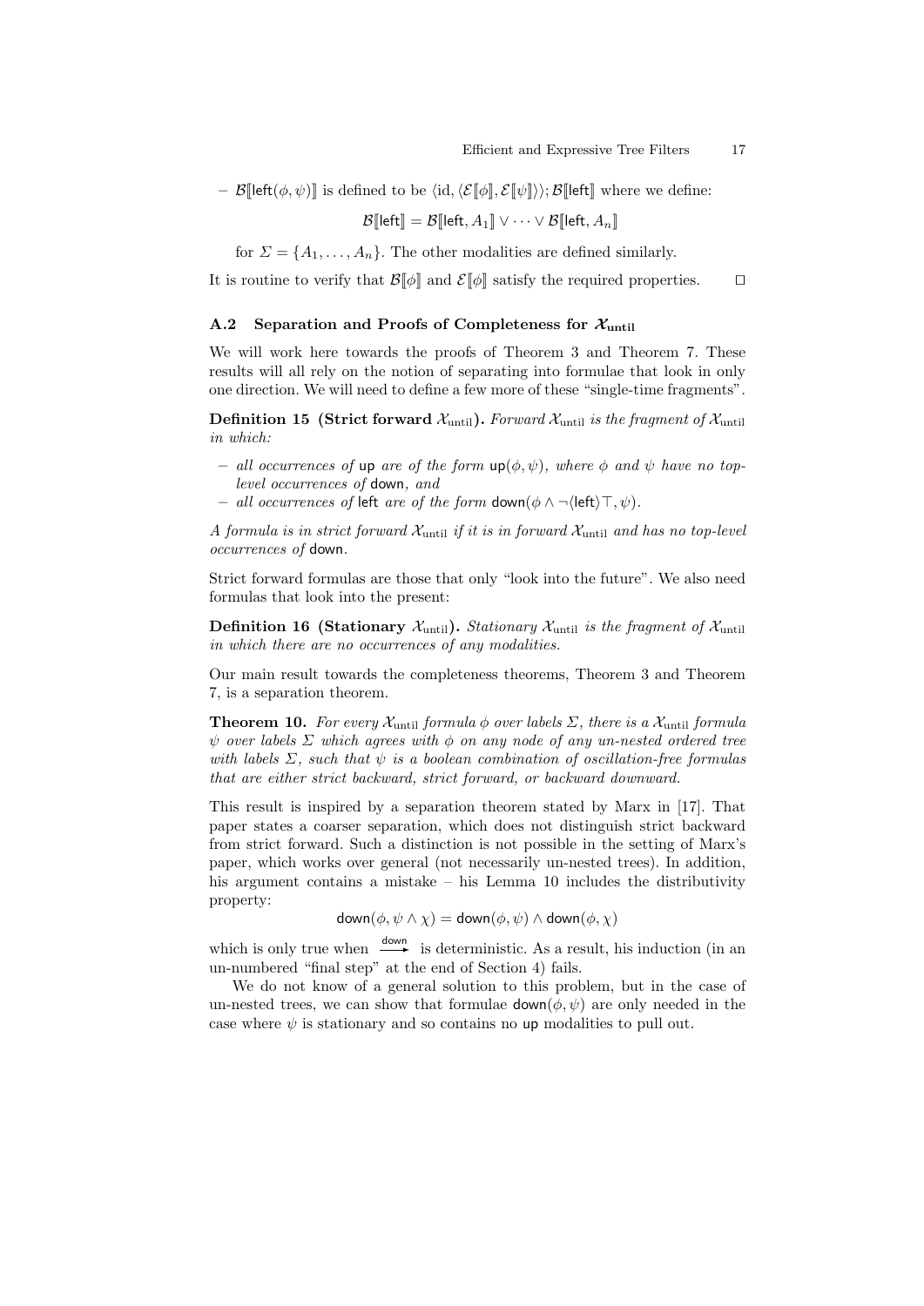– $\mathcal{B}[\![\mathsf{left}(\phi, \psi)]\!]$ is defined to be $\langle \mathrm{id}, \langle \mathcal{E}[\![\phi]\!], \mathcal{E}[\![\psi]\!]\rangle\rangle ; \mathcal{B}[\![\mathsf{left}]\!]$ where we define:

$$\mathcal{B}[\![\mathsf{left}]\!] = \mathcal{B}[\![\mathsf{left}, A_1]\!] \vee \cdots \vee \mathcal{B}[\![\mathsf{left}, A_n]\!]$$

for $\Sigma = \{A_1, \ldots, A_n\}$. The other modalities are defined similarly.

It is routine to verify that $\mathcal{B}[\![\phi]\!]$ and $\mathcal{E}[\![\phi]\!]$ satisfy the required properties. □

### A.2 Separation and Proofs of Completeness for $\mathcal{X}_{\mathbf{until}}$

We will work here towards the proofs of Theorem 3 and Theorem 7. These results will all rely on the notion of separating into formulae that look in only one direction. We will need to define a few more of these "single-time fragments".

**Definition 15 (Strict forward $\mathcal{X}_{\mathrm{until}}$).** *Forward $\mathcal{X}_{\mathrm{until}}$ is the fragment of $\mathcal{X}_{\mathrm{until}}$ in which:*

- *all occurrences of* $\mathsf{up}$ *are of the form* $\mathsf{up}(\phi, \psi)$*, where* $\phi$ *and* $\psi$ *have no top-level occurrences of* $\mathsf{down}$*, and*
- *all occurrences of* $\mathsf{left}$ *are of the form* $\mathsf{down}(\phi \wedge \neg\langle\mathsf{left}\rangle\top, \psi)$*.*

*A formula is in strict forward $\mathcal{X}_{\mathrm{until}}$ if it is in forward $\mathcal{X}_{\mathrm{until}}$ and has no top-level occurrences of* $\mathsf{down}$*.*

Strict forward formulas are those that only "look into the future". We also need formulas that look into the present:

**Definition 16 (Stationary $\mathcal{X}_{\mathrm{until}}$).** *Stationary $\mathcal{X}_{\mathrm{until}}$ is the fragment of $\mathcal{X}_{\mathrm{until}}$ in which there are no occurrences of any modalities.*

Our main result towards the completeness theorems, Theorem 3 and Theorem 7, is a separation theorem.

**Theorem 10.** *For every $\mathcal{X}_{\mathrm{until}}$ formula $\phi$ over labels $\Sigma$, there is a $\mathcal{X}_{\mathrm{until}}$ formula $\psi$ over labels $\Sigma$ which agrees with $\phi$ on any node of any un-nested ordered tree with labels $\Sigma$, such that $\psi$ is a boolean combination of oscillation-free formulas that are either strict backward, strict forward, or backward downward.*

This result is inspired by a separation theorem stated by Marx in [17]. That paper states a coarser separation, which does not distinguish strict backward from strict forward. Such a distinction is not possible in the setting of Marx's paper, which works over general (not necessarily un-nested trees). In addition, his argument contains a mistake – his Lemma 10 includes the distributivity property:

$$\mathsf{down}(\phi, \psi \wedge \chi) = \mathsf{down}(\phi, \psi) \wedge \mathsf{down}(\phi, \chi)$$

which is only true when $\xrightarrow{\mathsf{down}}$ is deterministic. As a result, his induction (in an un-numbered "final step" at the end of Section 4) fails.

We do not know of a general solution to this problem, but in the case of un-nested trees, we can show that formulae $\mathsf{down}(\phi, \psi)$ are only needed in the case where $\psi$ is stationary and so contains no $\mathsf{up}$ modalities to pull out.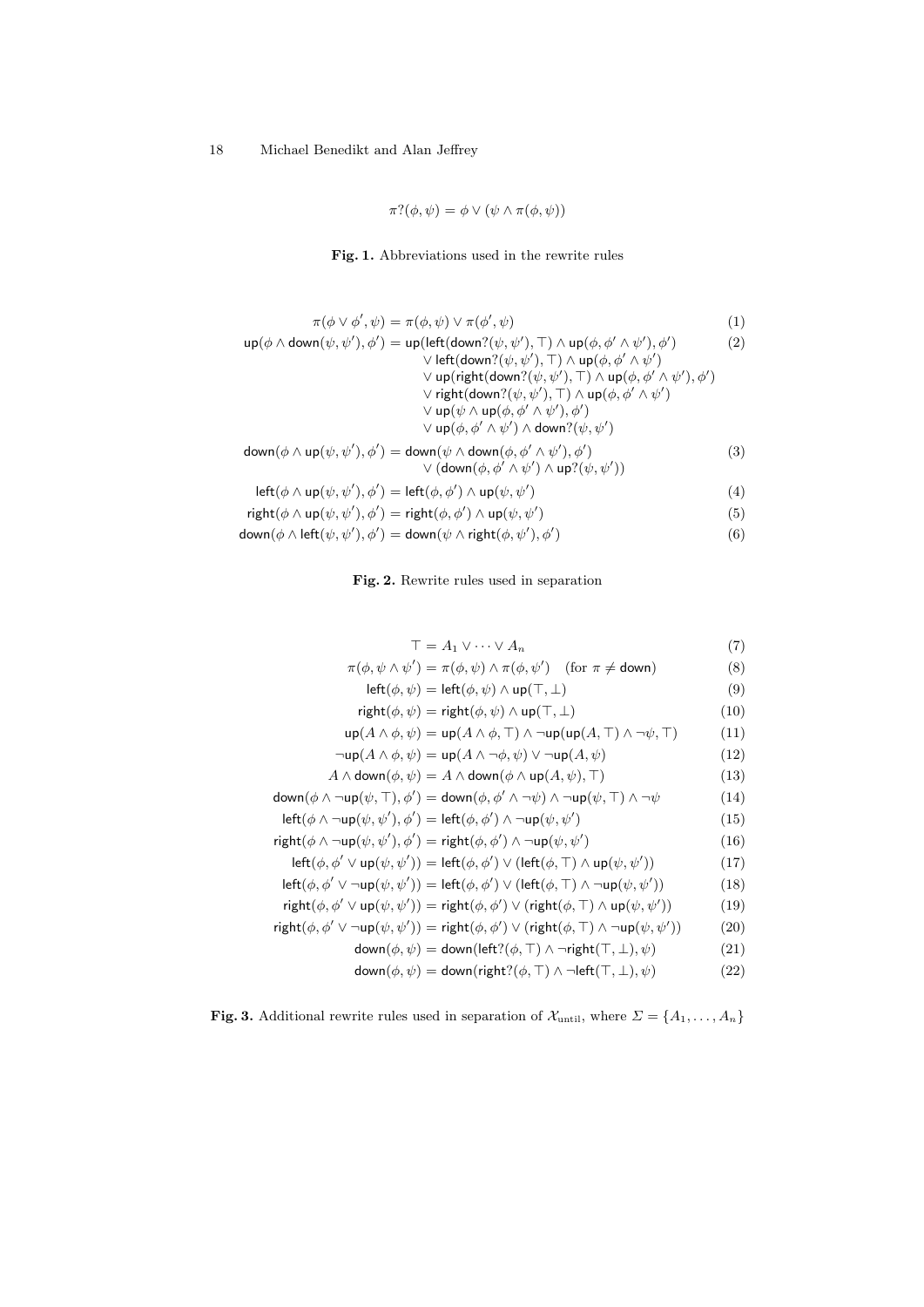$$\pi?(\phi, \psi) = \phi \vee (\psi \wedge \pi(\phi, \psi))$$

**Fig. 1.** Abbreviations used in the rewrite rules

$$\pi(\phi \vee \phi', \psi) = \pi(\phi, \psi) \vee \pi(\phi', \psi) \tag{1}$$

$$\begin{aligned}\mathsf{up}(\phi \wedge \mathsf{down}(\psi, \psi'), \phi') = {} & \mathsf{up}(\mathsf{left}(\mathsf{down}?(\psi, \psi'), \top) \wedge \mathsf{up}(\phi, \phi' \wedge \psi'), \phi') \\ & \vee \mathsf{left}(\mathsf{down}?(\psi, \psi'), \top) \wedge \mathsf{up}(\phi, \phi' \wedge \psi') \\ & \vee \mathsf{up}(\mathsf{right}(\mathsf{down}?(\psi, \psi'), \top) \wedge \mathsf{up}(\phi, \phi' \wedge \psi'), \phi') \\ & \vee \mathsf{right}(\mathsf{down}?(\psi, \psi'), \top) \wedge \mathsf{up}(\phi, \phi' \wedge \psi') \\ & \vee \mathsf{up}(\psi \wedge \mathsf{up}(\phi, \phi' \wedge \psi'), \phi') \\ & \vee \mathsf{up}(\phi, \phi' \wedge \psi') \wedge \mathsf{down}?(\psi, \psi')\end{aligned} \tag{2}$$

$$\begin{aligned}\mathsf{down}(\phi \wedge \mathsf{up}(\psi, \psi'), \phi') = {} & \mathsf{down}(\psi \wedge \mathsf{down}(\phi, \phi' \wedge \psi'), \phi') \\ & \vee (\mathsf{down}(\phi, \phi' \wedge \psi') \wedge \mathsf{up}?(\psi, \psi'))\end{aligned} \tag{3}$$

$$\mathsf{left}(\phi \wedge \mathsf{up}(\psi, \psi'), \phi') = \mathsf{left}(\phi, \phi') \wedge \mathsf{up}(\psi, \psi') \tag{4}$$

$$\mathsf{right}(\phi \wedge \mathsf{up}(\psi, \psi'), \phi') = \mathsf{right}(\phi, \phi') \wedge \mathsf{up}(\psi, \psi') \tag{5}$$

$$\mathsf{down}(\phi \wedge \mathsf{left}(\psi, \psi'), \phi') = \mathsf{down}(\psi \wedge \mathsf{right}(\phi, \psi'), \phi') \tag{6}$$

**Fig. 2.** Rewrite rules used in separation

$$\top = A_1 \vee \cdots \vee A_n \tag{7}$$

$$\pi(\phi, \psi \wedge \psi') = \pi(\phi, \psi) \wedge \pi(\phi, \psi') \quad (\text{for } \pi \neq \mathsf{down}) \tag{8}$$

$$\mathsf{left}(\phi, \psi) = \mathsf{left}(\phi, \psi) \wedge \mathsf{up}(\top, \bot) \tag{9}$$

$$\mathsf{right}(\phi, \psi) = \mathsf{right}(\phi, \psi) \wedge \mathsf{up}(\top, \bot) \tag{10}$$

$$\mathsf{up}(A \wedge \phi, \psi) = \mathsf{up}(A \wedge \phi, \top) \wedge \neg\mathsf{up}(\mathsf{up}(A, \top) \wedge \neg\psi, \top) \tag{11}$$

$$\neg\mathsf{up}(A \wedge \phi, \psi) = \mathsf{up}(A \wedge \neg\phi, \psi) \vee \neg\mathsf{up}(A, \psi) \tag{12}$$

$$A \wedge \mathsf{down}(\phi, \psi) = A \wedge \mathsf{down}(\phi \wedge \mathsf{up}(A, \psi), \top) \tag{13}$$

$$\mathsf{down}(\phi \wedge \neg\mathsf{up}(\psi, \top), \phi') = \mathsf{down}(\phi, \phi' \wedge \neg\psi) \wedge \neg\mathsf{up}(\psi, \top) \wedge \neg\psi \tag{14}$$

$$\mathsf{left}(\phi \wedge \neg\mathsf{up}(\psi, \psi'), \phi') = \mathsf{left}(\phi, \phi') \wedge \neg\mathsf{up}(\psi, \psi') \tag{15}$$

$$\mathsf{right}(\phi \wedge \neg\mathsf{up}(\psi, \psi'), \phi') = \mathsf{right}(\phi, \phi') \wedge \neg\mathsf{up}(\psi, \psi') \tag{16}$$

$$\mathsf{left}(\phi, \phi' \vee \mathsf{up}(\psi, \psi')) = \mathsf{left}(\phi, \phi') \vee (\mathsf{left}(\phi, \top) \wedge \mathsf{up}(\psi, \psi')) \tag{17}$$

$$\mathsf{left}(\phi, \phi' \vee \neg\mathsf{up}(\psi, \psi')) = \mathsf{left}(\phi, \phi') \vee (\mathsf{left}(\phi, \top) \wedge \neg\mathsf{up}(\psi, \psi')) \tag{18}$$

$$\mathsf{right}(\phi, \phi' \vee \mathsf{up}(\psi, \psi')) = \mathsf{right}(\phi, \phi') \vee (\mathsf{right}(\phi, \top) \wedge \mathsf{up}(\psi, \psi')) \tag{19}$$

$$\mathsf{right}(\phi, \phi' \vee \neg\mathsf{up}(\psi, \psi')) = \mathsf{right}(\phi, \phi') \vee (\mathsf{right}(\phi, \top) \wedge \neg\mathsf{up}(\psi, \psi')) \tag{20}$$

$$\mathsf{down}(\phi, \psi) = \mathsf{down}(\mathsf{left}?(\phi, \top) \wedge \neg\mathsf{right}(\top, \bot), \psi) \tag{21}$$

$$\mathsf{down}(\phi, \psi) = \mathsf{down}(\mathsf{right}?(\phi, \top) \wedge \neg\mathsf{left}(\top, \bot), \psi) \tag{22}$$

**Fig. 3.** Additional rewrite rules used in separation of $\mathcal{X}_{\text{until}}$, where $\Sigma = \{A_1, \ldots, A_n\}$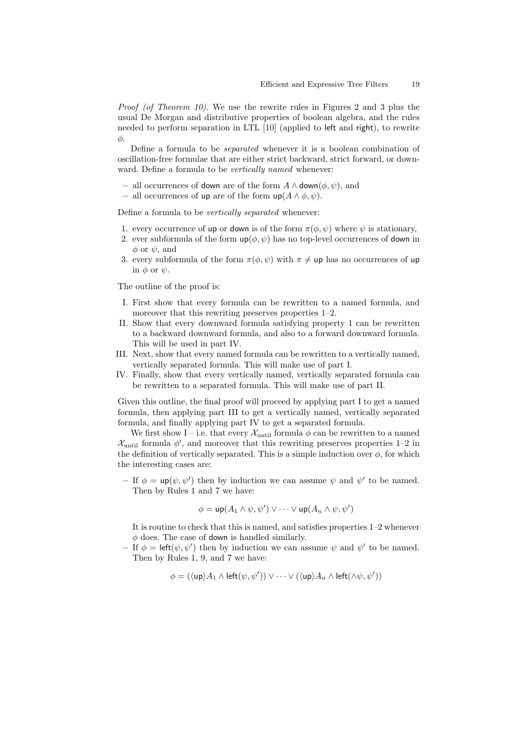*Proof (of Theorem 10).* We use the rewrite rules in Figures 2 and 3 plus the usual De Morgan and distributive properties of boolean algebra, and the rules needed to perform separation in LTL [10] (applied to left and right), to rewrite $\phi$.

Define a formula to be *separated* whenever it is a boolean combination of oscillation-free formulae that are either strict backward, strict forward, or downward. Define a formula to be *vertically named* whenever:

- all occurrences of down are of the form $A \wedge \mathsf{down}(\phi, \psi)$, and
- all occurrences of up are of the form $\mathsf{up}(A \wedge \phi, \psi)$.

Define a formula to be *vertically separated* whenever:

1. every occurrence of up or down is of the form $\pi(\phi, \psi)$ where $\psi$ is stationary,
2. ever subformula of the form $\mathsf{up}(\phi, \psi)$ has no top-level occurrences of down in $\phi$ or $\psi$, and
3. every subformula of the form $\pi(\phi, \psi)$ with $\pi \neq \mathsf{up}$ has no occurrences of up in $\phi$ or $\psi$.

The outline of the proof is:

I. First show that every formula can be rewritten to a named formula, and moreover that this rewriting preserves properties 1–2.
II. Show that every downward formula satisfying property 1 can be rewritten to a backward downward formula, and also to a forward downward formula. This will be used in part IV.
III. Next, show that every named formula can be rewritten to a vertically named, vertically separated formula. This will make use of part I.
IV. Finally, show that every vertically named, vertically separated formula can be rewritten to a separated formula. This will make use of part II.

Given this outline, the final proof will proceed by applying part I to get a named formula, then applying part III to get a vertically named, vertically separated formula, and finally applying part IV to get a separated formula.

We first show I – i.e. that every $\mathcal{X}_{\text{until}}$ formula $\phi$ can be rewritten to a named $\mathcal{X}_{\text{until}}$ formula $\phi'$, and moreover that this rewriting preserves properties 1–2 in the definition of vertically separated. This is a simple induction over $\phi$, for which the interesting cases are:

- If $\phi = \mathsf{up}(\psi, \psi')$ then by induction we can assume $\psi$ and $\psi'$ to be named. Then by Rules 1 and 7 we have:

$$\phi = \mathsf{up}(A_1 \wedge \psi, \psi') \vee \cdots \vee \mathsf{up}(A_n \wedge \psi, \psi')$$

It is routine to check that this is named, and satisfies properties 1–2 whenever $\phi$ does. The case of down is handled similarly.

- If $\phi = \mathsf{left}(\psi, \psi')$ then by induction we can assume $\psi$ and $\psi'$ to be named. Then by Rules 1, 9, and 7 we have:

$$\phi = (\langle \mathsf{up} \rangle A_1 \wedge \mathsf{left}(\psi, \psi')) \vee \cdots \vee (\langle \mathsf{up} \rangle A_n \wedge \mathsf{left}(\wedge \psi, \psi'))$$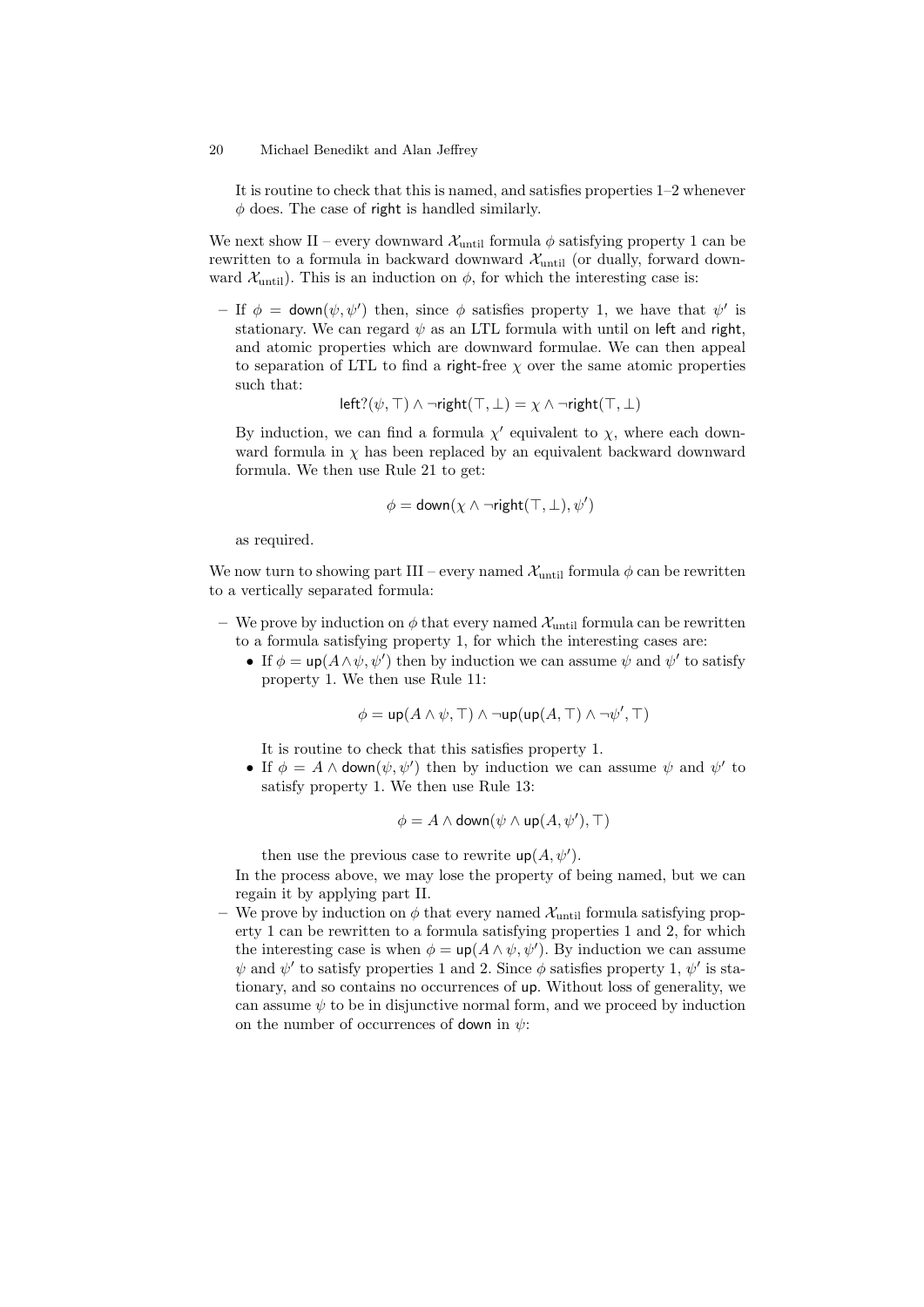It is routine to check that this is named, and satisfies properties 1–2 whenever $\phi$ does. The case of right is handled similarly.

We next show II – every downward $\mathcal{X}_{\text{until}}$ formula $\phi$ satisfying property 1 can be rewritten to a formula in backward downward $\mathcal{X}_{\text{until}}$ (or dually, forward downward $\mathcal{X}_{\text{until}}$). This is an induction on $\phi$, for which the interesting case is:

– If $\phi = \mathsf{down}(\psi, \psi')$ then, since $\phi$ satisfies property 1, we have that $\psi'$ is stationary. We can regard $\psi$ as an LTL formula with until on left and right, and atomic properties which are downward formulae. We can then appeal to separation of LTL to find a right-free $\chi$ over the same atomic properties such that:

$$\mathsf{left?}(\psi, \top) \wedge \neg\mathsf{right}(\top, \bot) = \chi \wedge \neg\mathsf{right}(\top, \bot)$$

By induction, we can find a formula $\chi'$ equivalent to $\chi$, where each downward formula in $\chi$ has been replaced by an equivalent backward downward formula. We then use Rule 21 to get:

$$\phi = \mathsf{down}(\chi \wedge \neg\mathsf{right}(\top, \bot), \psi')$$

as required.

We now turn to showing part III – every named $\mathcal{X}_{\text{until}}$ formula $\phi$ can be rewritten to a vertically separated formula:

– We prove by induction on $\phi$ that every named $\mathcal{X}_{\text{until}}$ formula can be rewritten to a formula satisfying property 1, for which the interesting cases are:
  - If $\phi = \mathsf{up}(A \wedge \psi, \psi')$ then by induction we can assume $\psi$ and $\psi'$ to satisfy property 1. We then use Rule 11:

$$\phi = \mathsf{up}(A \wedge \psi, \top) \wedge \neg\mathsf{up}(\mathsf{up}(A, \top) \wedge \neg\psi', \top)$$

    It is routine to check that this satisfies property 1.
  - If $\phi = A \wedge \mathsf{down}(\psi, \psi')$ then by induction we can assume $\psi$ and $\psi'$ to satisfy property 1. We then use Rule 13:

$$\phi = A \wedge \mathsf{down}(\psi \wedge \mathsf{up}(A, \psi'), \top)$$

    then use the previous case to rewrite $\mathsf{up}(A, \psi')$.

  In the process above, we may lose the property of being named, but we can regain it by applying part II.

– We prove by induction on $\phi$ that every named $\mathcal{X}_{\text{until}}$ formula satisfying property 1 can be rewritten to a formula satisfying properties 1 and 2, for which the interesting case is when $\phi = \mathsf{up}(A \wedge \psi, \psi')$. By induction we can assume $\psi$ and $\psi'$ to satisfy properties 1 and 2. Since $\phi$ satisfies property 1, $\psi'$ is stationary, and so contains no occurrences of up. Without loss of generality, we can assume $\psi$ to be in disjunctive normal form, and we proceed by induction on the number of occurrences of down in $\psi$: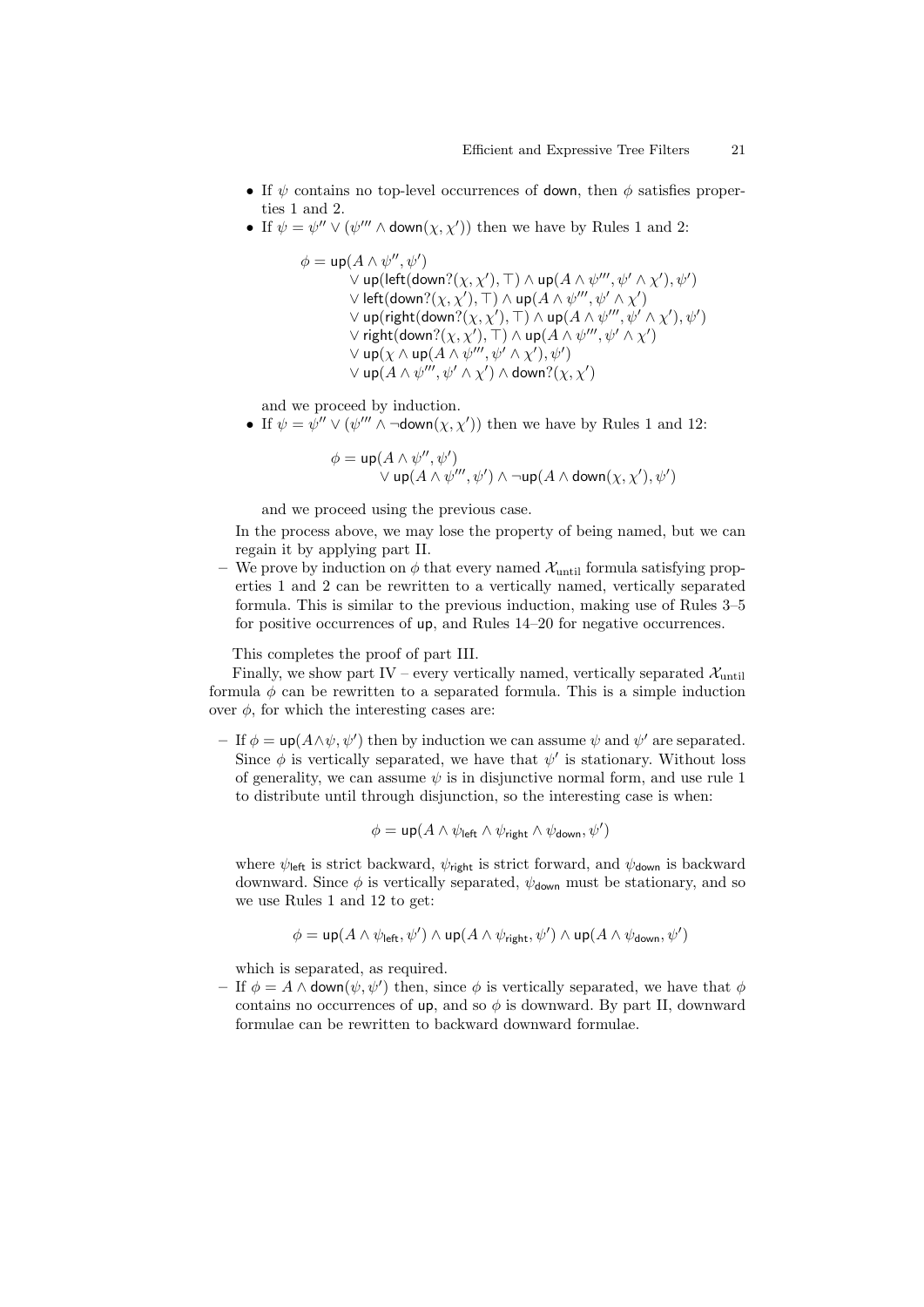- If $\psi$ contains no top-level occurrences of $\mathsf{down}$, then $\phi$ satisfies properties 1 and 2.
- If $\psi = \psi'' \vee (\psi''' \wedge \mathsf{down}(\chi, \chi'))$ then we have by Rules 1 and 2:

$$
\begin{aligned}
\phi = \;& \mathsf{up}(A \wedge \psi'', \psi') \\
& \vee \mathsf{up}(\mathsf{left}(\mathsf{down}?(\chi, \chi'), \top) \wedge \mathsf{up}(A \wedge \psi''', \psi' \wedge \chi'), \psi') \\
& \vee \mathsf{left}(\mathsf{down}?(\chi, \chi'), \top) \wedge \mathsf{up}(A \wedge \psi''', \psi' \wedge \chi') \\
& \vee \mathsf{up}(\mathsf{right}(\mathsf{down}?(\chi, \chi'), \top) \wedge \mathsf{up}(A \wedge \psi''', \psi' \wedge \chi'), \psi') \\
& \vee \mathsf{right}(\mathsf{down}?(\chi, \chi'), \top) \wedge \mathsf{up}(A \wedge \psi''', \psi' \wedge \chi') \\
& \vee \mathsf{up}(\chi \wedge \mathsf{up}(A \wedge \psi''', \psi' \wedge \chi'), \psi') \\
& \vee \mathsf{up}(A \wedge \psi''', \psi' \wedge \chi') \wedge \mathsf{down}?(\chi, \chi')
\end{aligned}
$$

  and we proceed by induction.
- If $\psi = \psi'' \vee (\psi''' \wedge \neg\mathsf{down}(\chi, \chi'))$ then we have by Rules 1 and 12:

$$
\begin{aligned}
\phi = \;& \mathsf{up}(A \wedge \psi'', \psi') \\
& \vee \mathsf{up}(A \wedge \psi''', \psi') \wedge \neg\mathsf{up}(A \wedge \mathsf{down}(\chi, \chi'), \psi')
\end{aligned}
$$

  and we proceed using the previous case.

In the process above, we may lose the property of being named, but we can regain it by applying part II.

- We prove by induction on $\phi$ that every named $\mathcal{X}_{\text{until}}$ formula satisfying properties 1 and 2 can be rewritten to a vertically named, vertically separated formula. This is similar to the previous induction, making use of Rules 3–5 for positive occurrences of $\mathsf{up}$, and Rules 14–20 for negative occurrences.

This completes the proof of part III.

Finally, we show part IV – every vertically named, vertically separated $\mathcal{X}_{\text{until}}$ formula $\phi$ can be rewritten to a separated formula. This is a simple induction over $\phi$, for which the interesting cases are:

- If $\phi = \mathsf{up}(A \wedge \psi, \psi')$ then by induction we can assume $\psi$ and $\psi'$ are separated. Since $\phi$ is vertically separated, we have that $\psi'$ is stationary. Without loss of generality, we can assume $\psi$ is in disjunctive normal form, and use rule 1 to distribute until through disjunction, so the interesting case is when:

$$\phi = \mathsf{up}(A \wedge \psi_{\mathsf{left}} \wedge \psi_{\mathsf{right}} \wedge \psi_{\mathsf{down}}, \psi')$$

  where $\psi_{\mathsf{left}}$ is strict backward, $\psi_{\mathsf{right}}$ is strict forward, and $\psi_{\mathsf{down}}$ is backward downward. Since $\phi$ is vertically separated, $\psi_{\mathsf{down}}$ must be stationary, and so we use Rules 1 and 12 to get:

$$\phi = \mathsf{up}(A \wedge \psi_{\mathsf{left}}, \psi') \wedge \mathsf{up}(A \wedge \psi_{\mathsf{right}}, \psi') \wedge \mathsf{up}(A \wedge \psi_{\mathsf{down}}, \psi')$$

  which is separated, as required.
- If $\phi = A \wedge \mathsf{down}(\psi, \psi')$ then, since $\phi$ is vertically separated, we have that $\phi$ contains no occurrences of $\mathsf{up}$, and so $\phi$ is downward. By part II, downward formulae can be rewritten to backward downward formulae.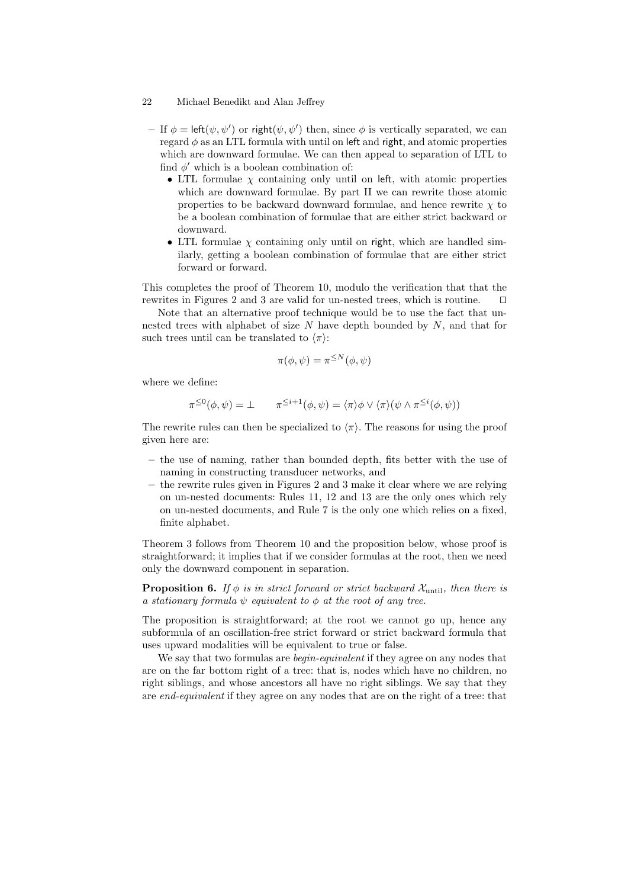- If $\phi = \mathsf{left}(\psi, \psi')$ or $\mathsf{right}(\psi, \psi')$ then, since $\phi$ is vertically separated, we can regard $\phi$ as an LTL formula with until on $\mathsf{left}$ and $\mathsf{right}$, and atomic properties which are downward formulae. We can then appeal to separation of LTL to find $\phi'$ which is a boolean combination of:
  - LTL formulae $\chi$ containing only until on $\mathsf{left}$, with atomic properties which are downward formulae. By part II we can rewrite those atomic properties to be backward downward formulae, and hence rewrite $\chi$ to be a boolean combination of formulae that are either strict backward or downward.
  - LTL formulae $\chi$ containing only until on $\mathsf{right}$, which are handled similarly, getting a boolean combination of formulae that are either strict forward or forward.

This completes the proof of Theorem 10, modulo the verification that that the rewrites in Figures 2 and 3 are valid for un-nested trees, which is routine. □

Note that an alternative proof technique would be to use the fact that un-nested trees with alphabet of size $N$ have depth bounded by $N$, and that for such trees until can be translated to $\langle\pi\rangle$:

$$\pi(\phi, \psi) = \pi^{\leq N}(\phi, \psi)$$

where we define:

$$\pi^{\leq 0}(\phi, \psi) = \bot \qquad \pi^{\leq i+1}(\phi, \psi) = \langle\pi\rangle\phi \vee \langle\pi\rangle(\psi \wedge \pi^{\leq i}(\phi, \psi))$$

The rewrite rules can then be specialized to $\langle\pi\rangle$. The reasons for using the proof given here are:

- the use of naming, rather than bounded depth, fits better with the use of naming in constructing transducer networks, and
- the rewrite rules given in Figures 2 and 3 make it clear where we are relying on un-nested documents: Rules 11, 12 and 13 are the only ones which rely on un-nested documents, and Rule 7 is the only one which relies on a fixed, finite alphabet.

Theorem 3 follows from Theorem 10 and the proposition below, whose proof is straightforward; it implies that if we consider formulas at the root, then we need only the downward component in separation.

**Proposition 6.** *If $\phi$ is in strict forward or strict backward $\mathcal{X}_{\text{until}}$, then there is a stationary formula $\psi$ equivalent to $\phi$ at the root of any tree.*

The proposition is straightforward; at the root we cannot go up, hence any subformula of an oscillation-free strict forward or strict backward formula that uses upward modalities will be equivalent to true or false.

We say that two formulas are *begin-equivalent* if they agree on any nodes that are on the far bottom right of a tree: that is, nodes which have no children, no right siblings, and whose ancestors all have no right siblings. We say that they are *end-equivalent* if they agree on any nodes that are on the right of a tree: that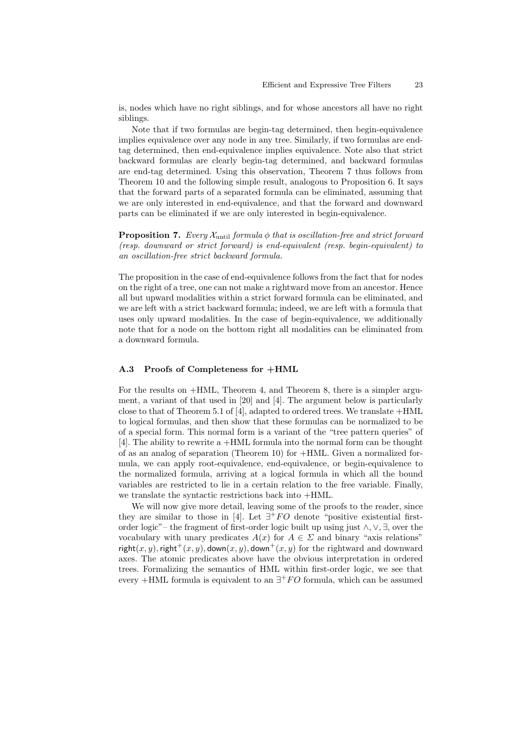is, nodes which have no right siblings, and for whose ancestors all have no right siblings.

Note that if two formulas are begin-tag determined, then begin-equivalence implies equivalence over any node in any tree. Similarly, if two formulas are end-tag determined, then end-equivalence implies equivalence. Note also that strict backward formulas are clearly begin-tag determined, and backward formulas are end-tag determined. Using this observation, Theorem 7 thus follows from Theorem 10 and the following simple result, analogous to Proposition 6. It says that the forward parts of a separated formula can be eliminated, assuming that we are only interested in end-equivalence, and that the forward and downward parts can be eliminated if we are only interested in begin-equivalence.

**Proposition 7.** *Every $\mathcal{X}_{\text{until}}$ formula $\phi$ that is oscillation-free and strict forward (resp. downward or strict forward) is end-equivalent (resp. begin-equivalent) to an oscillation-free strict backward formula.*

The proposition in the case of end-equivalence follows from the fact that for nodes on the right of a tree, one can not make a rightward move from an ancestor. Hence all but upward modalities within a strict forward formula can be eliminated, and we are left with a strict backward formula; indeed, we are left with a formula that uses only upward modalities. In the case of begin-equivalence, we additionally note that for a node on the bottom right all modalities can be eliminated from a downward formula.

### A.3 Proofs of Completeness for +HML

For the results on +HML, Theorem 4, and Theorem 8, there is a simpler argument, a variant of that used in [20] and [4]. The argument below is particularly close to that of Theorem 5.1 of [4], adapted to ordered trees. We translate +HML to logical formulas, and then show that these formulas can be normalized to be of a special form. This normal form is a variant of the "tree pattern queries" of [4]. The ability to rewrite a +HML formula into the normal form can be thought of as an analog of separation (Theorem 10) for +HML. Given a normalized formula, we can apply root-equivalence, end-equivalence, or begin-equivalence to the normalized formula, arriving at a logical formula in which all the bound variables are restricted to lie in a certain relation to the free variable. Finally, we translate the syntactic restrictions back into +HML.

We will now give more detail, leaving some of the proofs to the reader, since they are similar to those in [4]. Let $\exists^+FO$ denote "positive existential first-order logic"– the fragment of first-order logic built up using just $\wedge, \vee, \exists$, over the vocabulary with unary predicates $A(x)$ for $A \in \Sigma$ and binary "axis relations" $\mathsf{right}(x, y), \mathsf{right}^+(x, y), \mathsf{down}(x, y), \mathsf{down}^+(x, y)$ for the rightward and downward axes. The atomic predicates above have the obvious interpretation in ordered trees. Formalizing the semantics of HML within first-order logic, we see that every +HML formula is equivalent to an $\exists^+FO$ formula, which can be assumed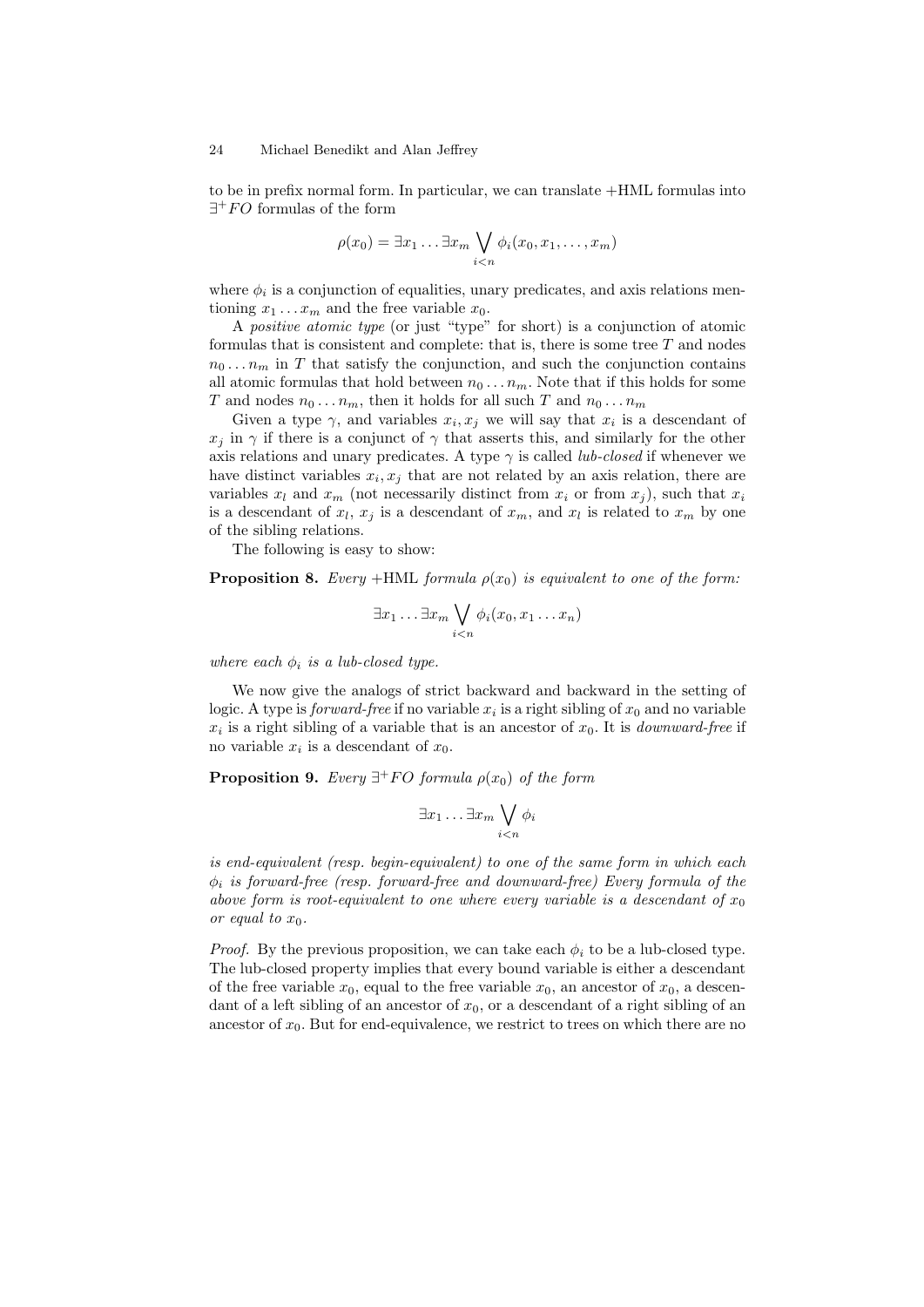to be in prefix normal form. In particular, we can translate +HML formulas into $\exists^+ FO$ formulas of the form

$$\rho(x_0) = \exists x_1 \ldots \exists x_m \bigvee_{i<n} \phi_i(x_0, x_1, \ldots, x_m)$$

where $\phi_i$ is a conjunction of equalities, unary predicates, and axis relations mentioning $x_1 \ldots x_m$ and the free variable $x_0$.

A *positive atomic type* (or just "type" for short) is a conjunction of atomic formulas that is consistent and complete: that is, there is some tree $T$ and nodes $n_0 \ldots n_m$ in $T$ that satisfy the conjunction, and such the conjunction contains all atomic formulas that hold between $n_0 \ldots n_m$. Note that if this holds for some $T$ and nodes $n_0 \ldots n_m$, then it holds for all such $T$ and $n_0 \ldots n_m$

Given a type $\gamma$, and variables $x_i, x_j$ we will say that $x_i$ is a descendant of $x_j$ in $\gamma$ if there is a conjunct of $\gamma$ that asserts this, and similarly for the other axis relations and unary predicates. A type $\gamma$ is called *lub-closed* if whenever we have distinct variables $x_i, x_j$ that are not related by an axis relation, there are variables $x_l$ and $x_m$ (not necessarily distinct from $x_i$ or from $x_j$), such that $x_i$ is a descendant of $x_l$, $x_j$ is a descendant of $x_m$, and $x_l$ is related to $x_m$ by one of the sibling relations.

The following is easy to show:

**Proposition 8.** *Every* +HML *formula* $\rho(x_0)$ *is equivalent to one of the form:*

$$\exists x_1 \ldots \exists x_m \bigvee_{i<n} \phi_i(x_0, x_1 \ldots x_n)$$

*where each* $\phi_i$ *is a lub-closed type.*

We now give the analogs of strict backward and backward in the setting of logic. A type is *forward-free* if no variable $x_i$ is a right sibling of $x_0$ and no variable $x_i$ is a right sibling of a variable that is an ancestor of $x_0$. It is *downward-free* if no variable $x_i$ is a descendant of $x_0$.

**Proposition 9.** *Every* $\exists^+ FO$ *formula* $\rho(x_0)$ *of the form*

$$\exists x_1 \ldots \exists x_m \bigvee_{i<n} \phi_i$$

*is end-equivalent (resp. begin-equivalent) to one of the same form in which each* $\phi_i$ *is forward-free (resp. forward-free and downward-free) Every formula of the above form is root-equivalent to one where every variable is a descendant of* $x_0$ *or equal to* $x_0$.

*Proof.* By the previous proposition, we can take each $\phi_i$ to be a lub-closed type. The lub-closed property implies that every bound variable is either a descendant of the free variable $x_0$, equal to the free variable $x_0$, an ancestor of $x_0$, a descendant of a left sibling of an ancestor of $x_0$, or a descendant of a right sibling of an ancestor of $x_0$. But for end-equivalence, we restrict to trees on which there are no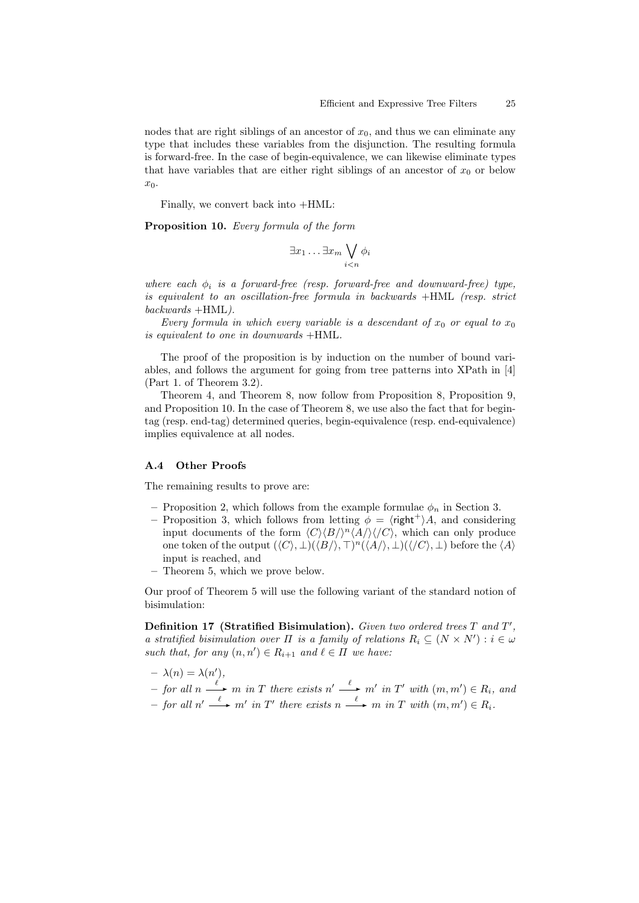nodes that are right siblings of an ancestor of $x_0$, and thus we can eliminate any type that includes these variables from the disjunction. The resulting formula is forward-free. In the case of begin-equivalence, we can likewise eliminate types that have variables that are either right siblings of an ancestor of $x_0$ or below $x_0$.

Finally, we convert back into +HML:

**Proposition 10.** *Every formula of the form*

$$\exists x_1 \ldots \exists x_m \bigvee_{i<n} \phi_i$$

*where each $\phi_i$ is a forward-free (resp. forward-free and downward-free) type, is equivalent to an oscillation-free formula in backwards* +HML *(resp. strict backwards* +HML*).*

*Every formula in which every variable is a descendant of $x_0$ or equal to $x_0$ is equivalent to one in downwards* +HML*.*

The proof of the proposition is by induction on the number of bound variables, and follows the argument for going from tree patterns into XPath in [4] (Part 1. of Theorem 3.2).

Theorem 4, and Theorem 8, now follow from Proposition 8, Proposition 9, and Proposition 10. In the case of Theorem 8, we use also the fact that for begin-tag (resp. end-tag) determined queries, begin-equivalence (resp. end-equivalence) implies equivalence at all nodes.

### A.4 Other Proofs

The remaining results to prove are:

- Proposition 2, which follows from the example formulae $\phi_n$ in Section 3.
- Proposition 3, which follows from letting $\phi = \langle \mathsf{right}^+ \rangle A$, and considering input documents of the form $\langle C \rangle \langle B/ \rangle^n \langle A/ \rangle \langle /C \rangle$, which can only produce one token of the output $(\langle C \rangle, \bot)(\langle B/ \rangle, \top)^n (\langle A/ \rangle, \bot)(\langle /C \rangle, \bot)$ before the $\langle A \rangle$ input is reached, and
- Theorem 5, which we prove below.

Our proof of Theorem 5 will use the following variant of the standard notion of bisimulation:

**Definition 17 (Stratified Bisimulation).** *Given two ordered trees $T$ and $T'$, a stratified bisimulation over $\Pi$ is a family of relations $R_i \subseteq (N \times N') : i \in \omega$ such that, for any $(n, n') \in R_{i+1}$ and $\ell \in \Pi$ we have:*

- $\lambda(n) = \lambda(n')$,
- *for all $n \xrightarrow{\ell} m$ in $T$ there exists $n' \xrightarrow{\ell} m'$ in $T'$ with $(m, m') \in R_i$, and*
- *for all $n' \xrightarrow{\ell} m'$ in $T'$ there exists $n \xrightarrow{\ell} m$ in $T$ with $(m, m') \in R_i$.*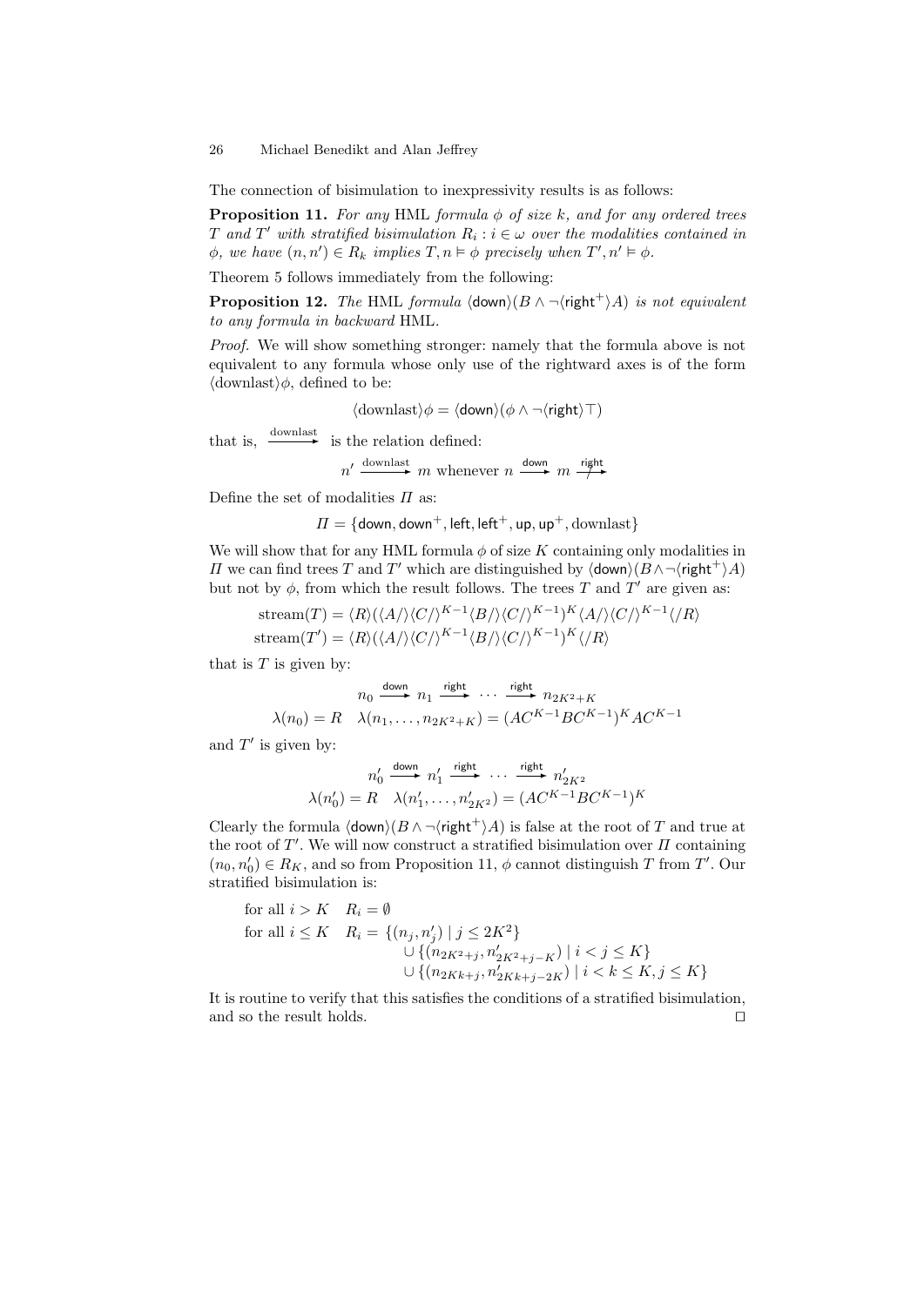The connection of bisimulation to inexpressivity results is as follows:

**Proposition 11.** *For any* HML *formula $\phi$ of size $k$, and for any ordered trees $T$ and $T'$ with stratified bisimulation $R_i : i \in \omega$ over the modalities contained in $\phi$, we have $(n, n') \in R_k$ implies $T, n \vDash \phi$ precisely when $T', n' \vDash \phi$.*

Theorem 5 follows immediately from the following:

**Proposition 12.** *The* HML *formula $\langle\mathsf{down}\rangle(B \wedge \neg\langle\mathsf{right}^+\rangle A)$ is not equivalent to any formula in backward* HML.

*Proof.* We will show something stronger: namely that the formula above is not equivalent to any formula whose only use of the rightward axes is of the form $\langle\text{downlast}\rangle\phi$, defined to be:

$$\langle\text{downlast}\rangle\phi = \langle\mathsf{down}\rangle(\phi \wedge \neg\langle\mathsf{right}\rangle\top)$$

that is, $\xrightarrow{\text{downlast}}$ is the relation defined:

$$n' \xrightarrow{\text{downlast}} m \text{ whenever } n \xrightarrow{\mathsf{down}} m \stackrel{\mathsf{right}}{\not\longrightarrow}$$

Define the set of modalities $\Pi$ as:

$$\Pi = \{\mathsf{down}, \mathsf{down}^+, \mathsf{left}, \mathsf{left}^+, \mathsf{up}, \mathsf{up}^+, \text{downlast}\}$$

We will show that for any HML formula $\phi$ of size $K$ containing only modalities in $\Pi$ we can find trees $T$ and $T'$ which are distinguished by $\langle\mathsf{down}\rangle(B \wedge \neg\langle\mathsf{right}^+\rangle A)$ but not by $\phi$, from which the result follows. The trees $T$ and $T'$ are given as:

$$\text{stream}(T) = \langle R\rangle(\langle A/\rangle\langle C/\rangle^{K-1}\langle B/\rangle\langle C/\rangle^{K-1})^K\langle A/\rangle\langle C/\rangle^{K-1}\langle /R\rangle$$
$$\text{stream}(T') = \langle R\rangle(\langle A/\rangle\langle C/\rangle^{K-1}\langle B/\rangle\langle C/\rangle^{K-1})^K\langle /R\rangle$$

that is $T$ is given by:

$$n_0 \xrightarrow{\mathsf{down}} n_1 \xrightarrow{\mathsf{right}} \cdots \xrightarrow{\mathsf{right}} n_{2K^2+K}$$
$$\lambda(n_0) = R \quad \lambda(n_1, \ldots, n_{2K^2+K}) = (AC^{K-1}BC^{K-1})^K AC^{K-1}$$

and $T'$ is given by:

$$n'_0 \xrightarrow{\mathsf{down}} n'_1 \xrightarrow{\mathsf{right}} \cdots \xrightarrow{\mathsf{right}} n'_{2K^2}$$
$$\lambda(n'_0) = R \quad \lambda(n'_1, \ldots, n'_{2K^2}) = (AC^{K-1}BC^{K-1})^K$$

Clearly the formula $\langle\mathsf{down}\rangle(B \wedge \neg\langle\mathsf{right}^+\rangle A)$ is false at the root of $T$ and true at the root of $T'$. We will now construct a stratified bisimulation over $\Pi$ containing $(n_0, n'_0) \in R_K$, and so from Proposition 11, $\phi$ cannot distinguish $T$ from $T'$. Our stratified bisimulation is:

$$\begin{aligned}
&\text{for all } i > K \quad R_i = \emptyset \\
&\text{for all } i \leq K \quad R_i = \{(n_j, n'_j) \mid j \leq 2K^2\} \\
&\qquad\qquad\qquad\quad \cup \{(n_{2K^2+j}, n'_{2K^2+j-K}) \mid i < j \leq K\} \\
&\qquad\qquad\qquad\quad \cup \{(n_{2Kk+j}, n'_{2Kk+j-2K}) \mid i < k \leq K, j \leq K\}
\end{aligned}$$

It is routine to verify that this satisfies the conditions of a stratified bisimulation, and so the result holds. $\square$